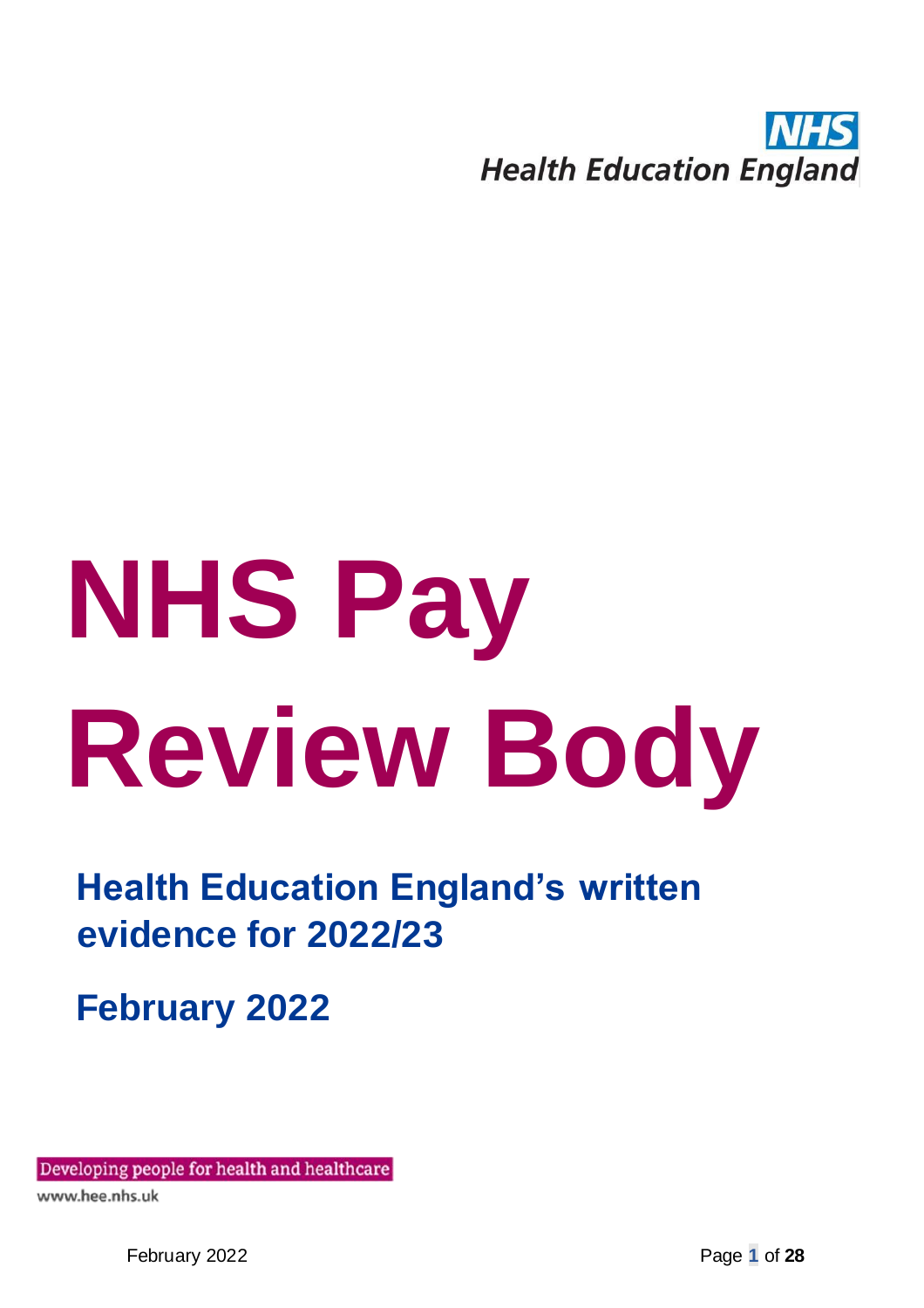NHS
Health Education England

# NHS Pay Review Body

## Health Education England's written evidence for 2022/23

## February 2022

Developing people for health and healthcare

www.hee.nhs.uk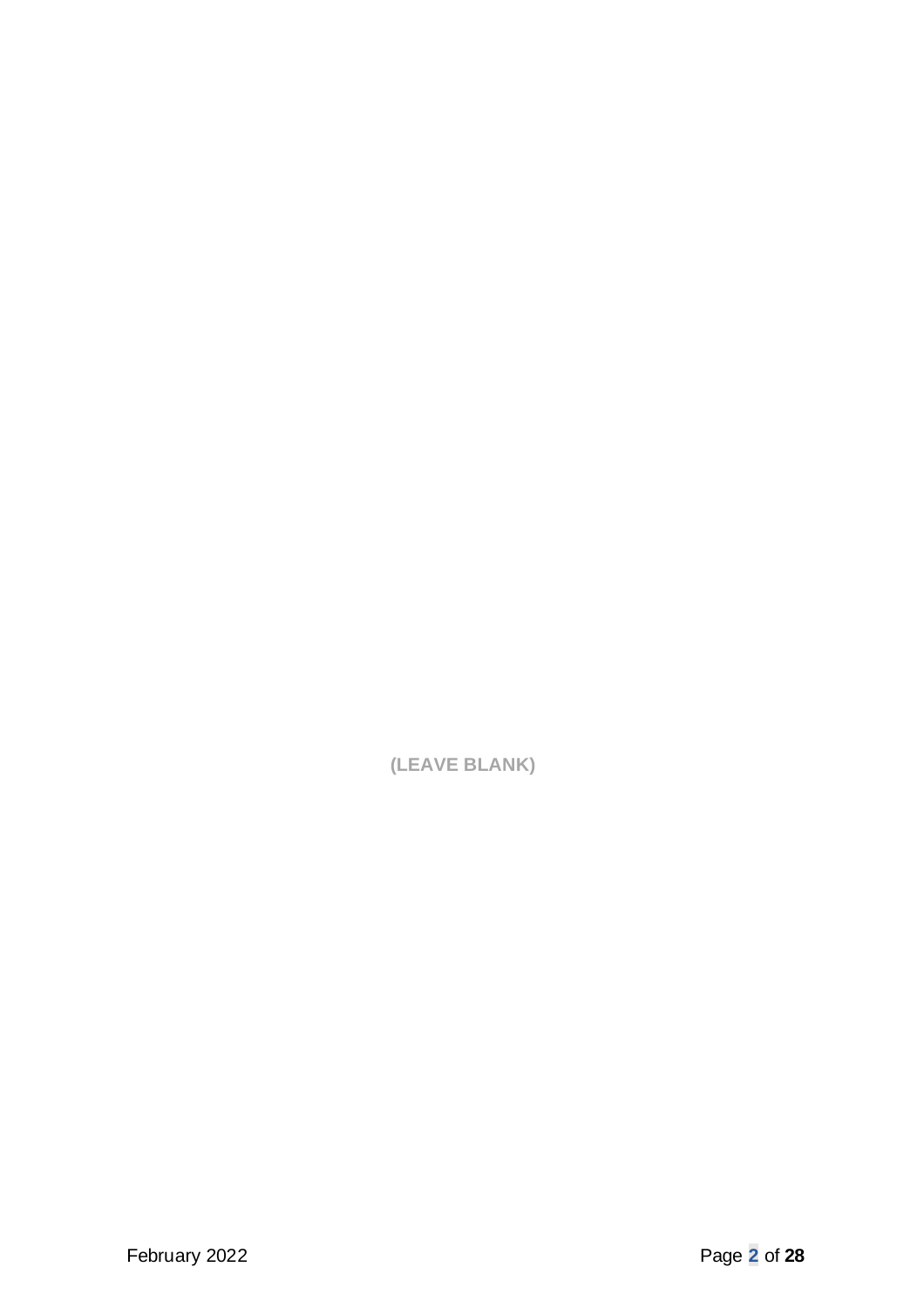**(LEAVE BLANK)**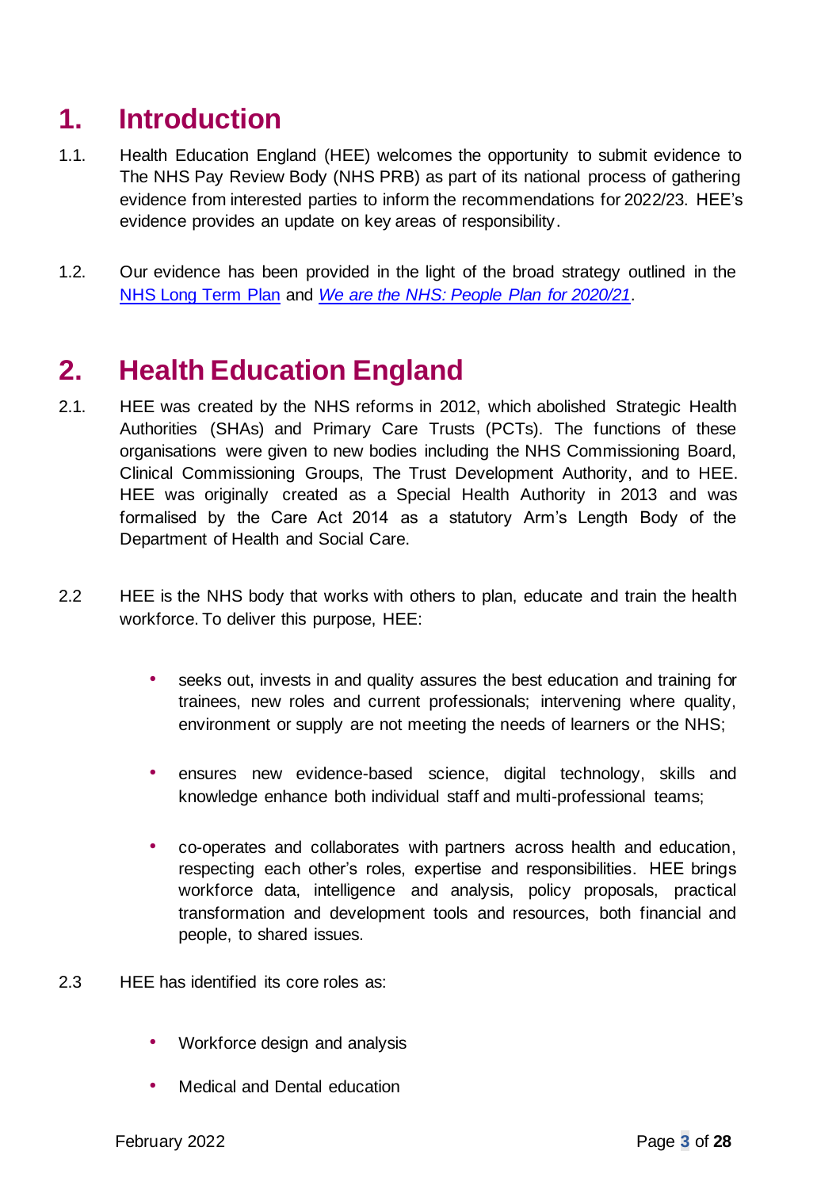# 1. Introduction

1.1. Health Education England (HEE) welcomes the opportunity to submit evidence to The NHS Pay Review Body (NHS PRB) as part of its national process of gathering evidence from interested parties to inform the recommendations for 2022/23. HEE's evidence provides an update on key areas of responsibility.

1.2. Our evidence has been provided in the light of the broad strategy outlined in the NHS Long Term Plan and *We are the NHS: People Plan for 2020/21*.

# 2. Health Education England

2.1. HEE was created by the NHS reforms in 2012, which abolished Strategic Health Authorities (SHAs) and Primary Care Trusts (PCTs). The functions of these organisations were given to new bodies including the NHS Commissioning Board, Clinical Commissioning Groups, The Trust Development Authority, and to HEE. HEE was originally created as a Special Health Authority in 2013 and was formalised by the Care Act 2014 as a statutory Arm's Length Body of the Department of Health and Social Care.

2.2 HEE is the NHS body that works with others to plan, educate and train the health workforce. To deliver this purpose, HEE:

- seeks out, invests in and quality assures the best education and training for trainees, new roles and current professionals; intervening where quality, environment or supply are not meeting the needs of learners or the NHS;
- ensures new evidence-based science, digital technology, skills and knowledge enhance both individual staff and multi-professional teams;
- co-operates and collaborates with partners across health and education, respecting each other's roles, expertise and responsibilities. HEE brings workforce data, intelligence and analysis, policy proposals, practical transformation and development tools and resources, both financial and people, to shared issues.

2.3 HEE has identified its core roles as:

- Workforce design and analysis
- Medical and Dental education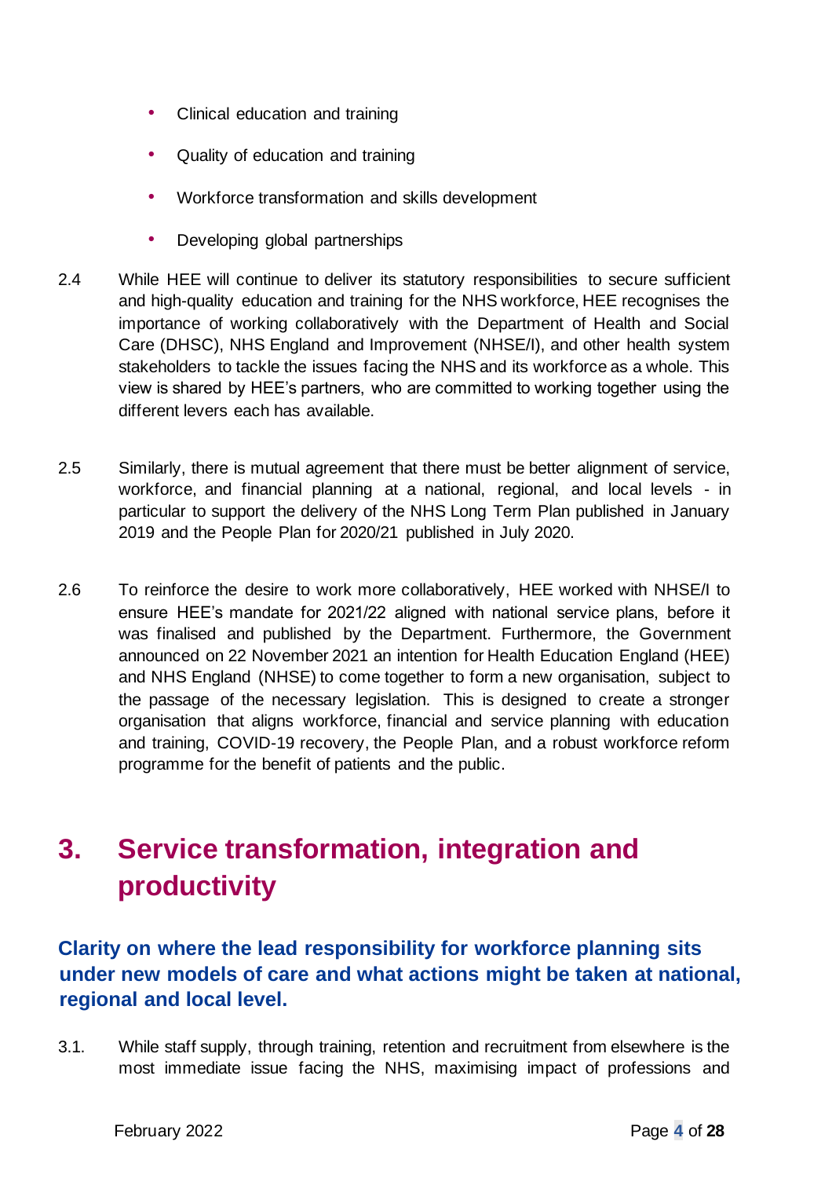- Clinical education and training
- Quality of education and training
- Workforce transformation and skills development
- Developing global partnerships

2.4 While HEE will continue to deliver its statutory responsibilities to secure sufficient and high-quality education and training for the NHS workforce, HEE recognises the importance of working collaboratively with the Department of Health and Social Care (DHSC), NHS England and Improvement (NHSE/I), and other health system stakeholders to tackle the issues facing the NHS and its workforce as a whole. This view is shared by HEE's partners, who are committed to working together using the different levers each has available.

2.5 Similarly, there is mutual agreement that there must be better alignment of service, workforce, and financial planning at a national, regional, and local levels - in particular to support the delivery of the NHS Long Term Plan published in January 2019 and the People Plan for 2020/21 published in July 2020.

2.6 To reinforce the desire to work more collaboratively, HEE worked with NHSE/I to ensure HEE's mandate for 2021/22 aligned with national service plans, before it was finalised and published by the Department. Furthermore, the Government announced on 22 November 2021 an intention for Health Education England (HEE) and NHS England (NHSE) to come together to form a new organisation, subject to the passage of the necessary legislation. This is designed to create a stronger organisation that aligns workforce, financial and service planning with education and training, COVID-19 recovery, the People Plan, and a robust workforce reform programme for the benefit of patients and the public.

# 3. Service transformation, integration and productivity

## Clarity on where the lead responsibility for workforce planning sits under new models of care and what actions might be taken at national, regional and local level.

3.1. While staff supply, through training, retention and recruitment from elsewhere is the most immediate issue facing the NHS, maximising impact of professions and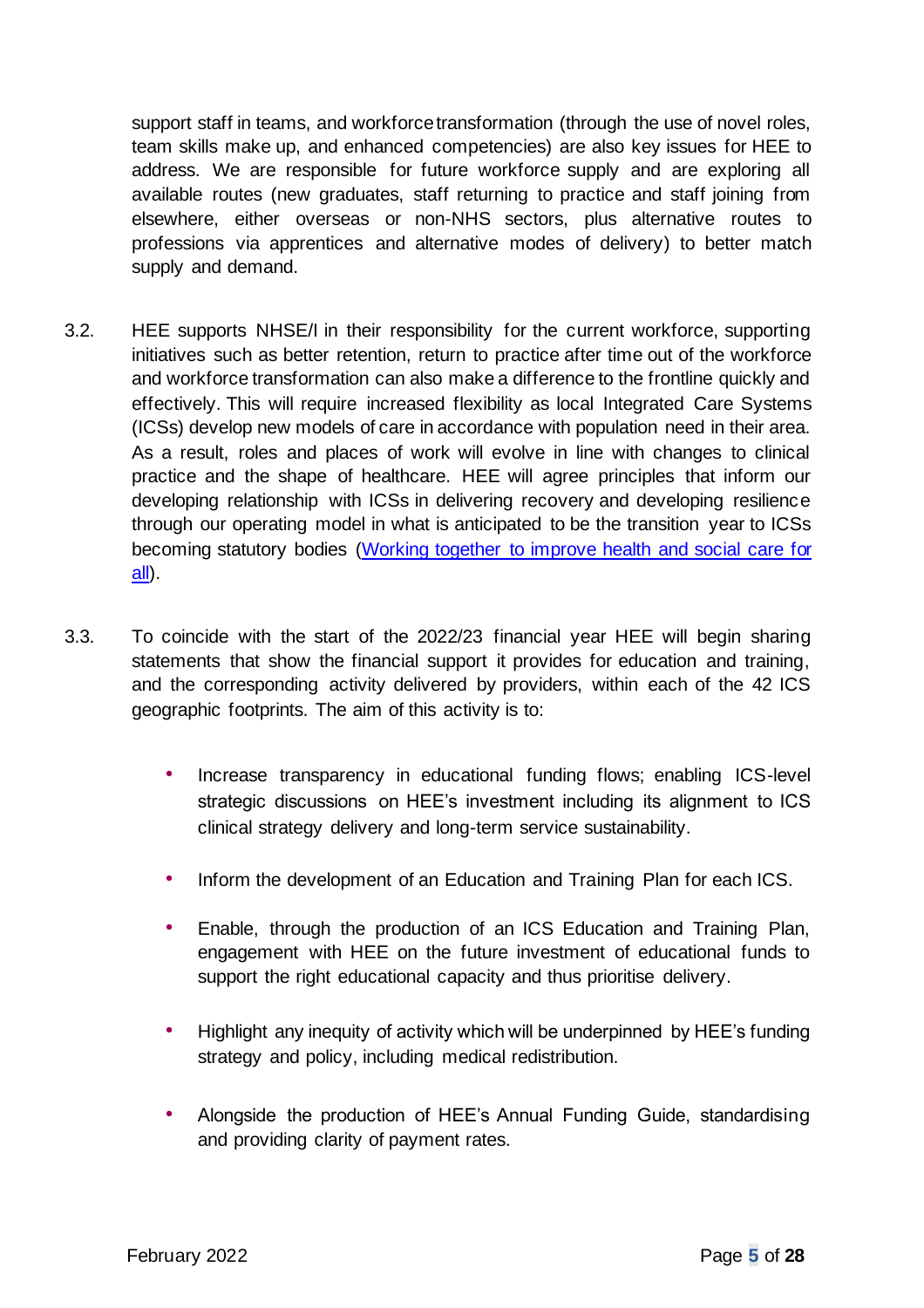support staff in teams, and workforce transformation (through the use of novel roles, team skills make up, and enhanced competencies) are also key issues for HEE to address. We are responsible for future workforce supply and are exploring all available routes (new graduates, staff returning to practice and staff joining from elsewhere, either overseas or non-NHS sectors, plus alternative routes to professions via apprentices and alternative modes of delivery) to better match supply and demand.

3.2. HEE supports NHSE/I in their responsibility for the current workforce, supporting initiatives such as better retention, return to practice after time out of the workforce and workforce transformation can also make a difference to the frontline quickly and effectively. This will require increased flexibility as local Integrated Care Systems (ICSs) develop new models of care in accordance with population need in their area. As a result, roles and places of work will evolve in line with changes to clinical practice and the shape of healthcare. HEE will agree principles that inform our developing relationship with ICSs in delivering recovery and developing resilience through our operating model in what is anticipated to be the transition year to ICSs becoming statutory bodies ([Working together to improve health and social care for all]()).

3.3. To coincide with the start of the 2022/23 financial year HEE will begin sharing statements that show the financial support it provides for education and training, and the corresponding activity delivered by providers, within each of the 42 ICS geographic footprints. The aim of this activity is to:

- Increase transparency in educational funding flows; enabling ICS-level strategic discussions on HEE's investment including its alignment to ICS clinical strategy delivery and long-term service sustainability.
- Inform the development of an Education and Training Plan for each ICS.
- Enable, through the production of an ICS Education and Training Plan, engagement with HEE on the future investment of educational funds to support the right educational capacity and thus prioritise delivery.
- Highlight any inequity of activity which will be underpinned by HEE's funding strategy and policy, including medical redistribution.
- Alongside the production of HEE's Annual Funding Guide, standardising and providing clarity of payment rates.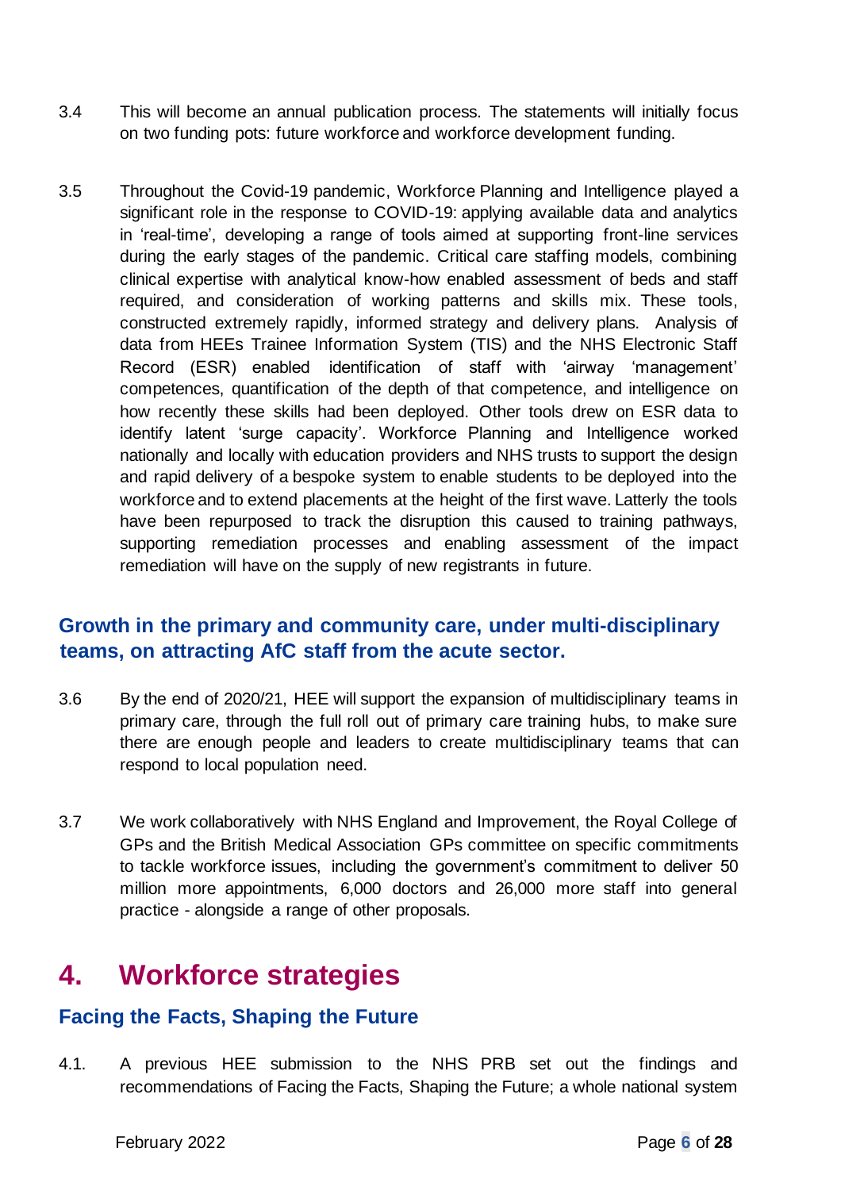3.4 This will become an annual publication process. The statements will initially focus on two funding pots: future workforce and workforce development funding.

3.5 Throughout the Covid-19 pandemic, Workforce Planning and Intelligence played a significant role in the response to COVID-19: applying available data and analytics in 'real-time', developing a range of tools aimed at supporting front-line services during the early stages of the pandemic. Critical care staffing models, combining clinical expertise with analytical know-how enabled assessment of beds and staff required, and consideration of working patterns and skills mix. These tools, constructed extremely rapidly, informed strategy and delivery plans. Analysis of data from HEEs Trainee Information System (TIS) and the NHS Electronic Staff Record (ESR) enabled identification of staff with 'airway 'management' competences, quantification of the depth of that competence, and intelligence on how recently these skills had been deployed. Other tools drew on ESR data to identify latent 'surge capacity'. Workforce Planning and Intelligence worked nationally and locally with education providers and NHS trusts to support the design and rapid delivery of a bespoke system to enable students to be deployed into the workforce and to extend placements at the height of the first wave. Latterly the tools have been repurposed to track the disruption this caused to training pathways, supporting remediation processes and enabling assessment of the impact remediation will have on the supply of new registrants in future.

### Growth in the primary and community care, under multi-disciplinary teams, on attracting AfC staff from the acute sector.

3.6 By the end of 2020/21, HEE will support the expansion of multidisciplinary teams in primary care, through the full roll out of primary care training hubs, to make sure there are enough people and leaders to create multidisciplinary teams that can respond to local population need.

3.7 We work collaboratively with NHS England and Improvement, the Royal College of GPs and the British Medical Association GPs committee on specific commitments to tackle workforce issues, including the government's commitment to deliver 50 million more appointments, 6,000 doctors and 26,000 more staff into general practice - alongside a range of other proposals.

## 4. Workforce strategies

### Facing the Facts, Shaping the Future

4.1. A previous HEE submission to the NHS PRB set out the findings and recommendations of Facing the Facts, Shaping the Future; a whole national system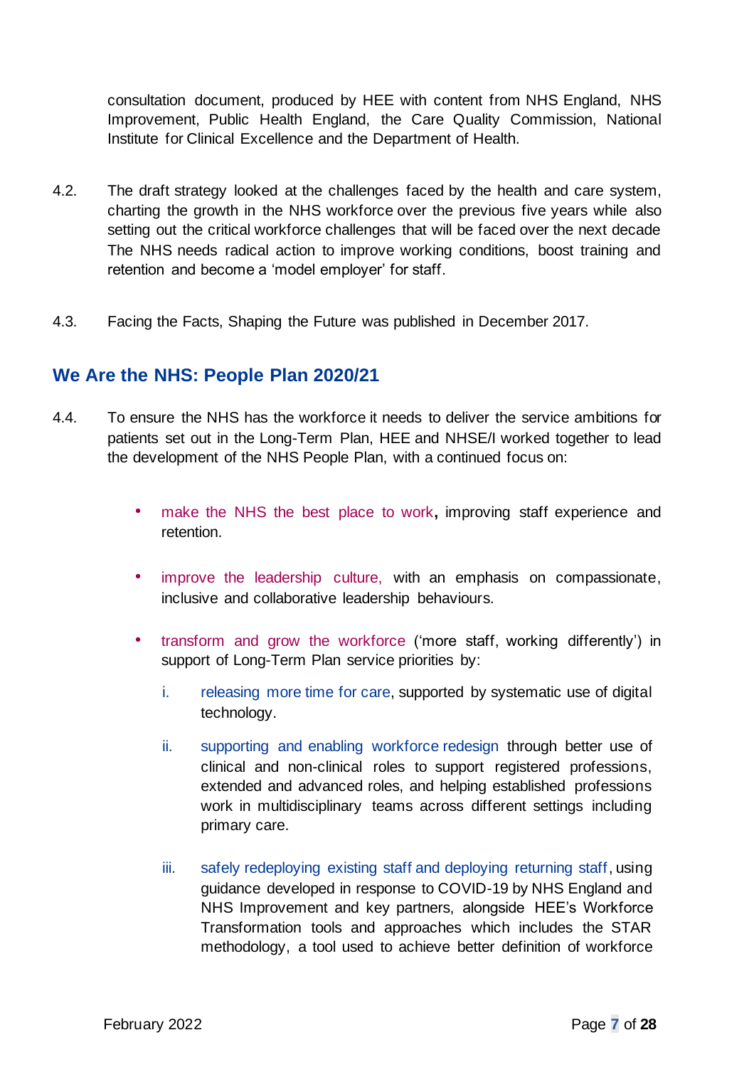consultation document, produced by HEE with content from NHS England, NHS Improvement, Public Health England, the Care Quality Commission, National Institute for Clinical Excellence and the Department of Health.

4.2. The draft strategy looked at the challenges faced by the health and care system, charting the growth in the NHS workforce over the previous five years while also setting out the critical workforce challenges that will be faced over the next decade The NHS needs radical action to improve working conditions, boost training and retention and become a 'model employer' for staff.

4.3. Facing the Facts, Shaping the Future was published in December 2017.

## We Are the NHS: People Plan 2020/21

4.4. To ensure the NHS has the workforce it needs to deliver the service ambitions for patients set out in the Long-Term Plan, HEE and NHSE/I worked together to lead the development of the NHS People Plan, with a continued focus on:

- make the NHS the best place to work**,** improving staff experience and retention.
- improve the leadership culture, with an emphasis on compassionate, inclusive and collaborative leadership behaviours.
- transform and grow the workforce ('more staff, working differently') in support of Long-Term Plan service priorities by:
  - i. releasing more time for care, supported by systematic use of digital technology.
  - ii. supporting and enabling workforce redesign through better use of clinical and non-clinical roles to support registered professions, extended and advanced roles, and helping established professions work in multidisciplinary teams across different settings including primary care.
  - iii. safely redeploying existing staff and deploying returning staff, using guidance developed in response to COVID-19 by NHS England and NHS Improvement and key partners, alongside HEE's Workforce Transformation tools and approaches which includes the STAR methodology, a tool used to achieve better definition of workforce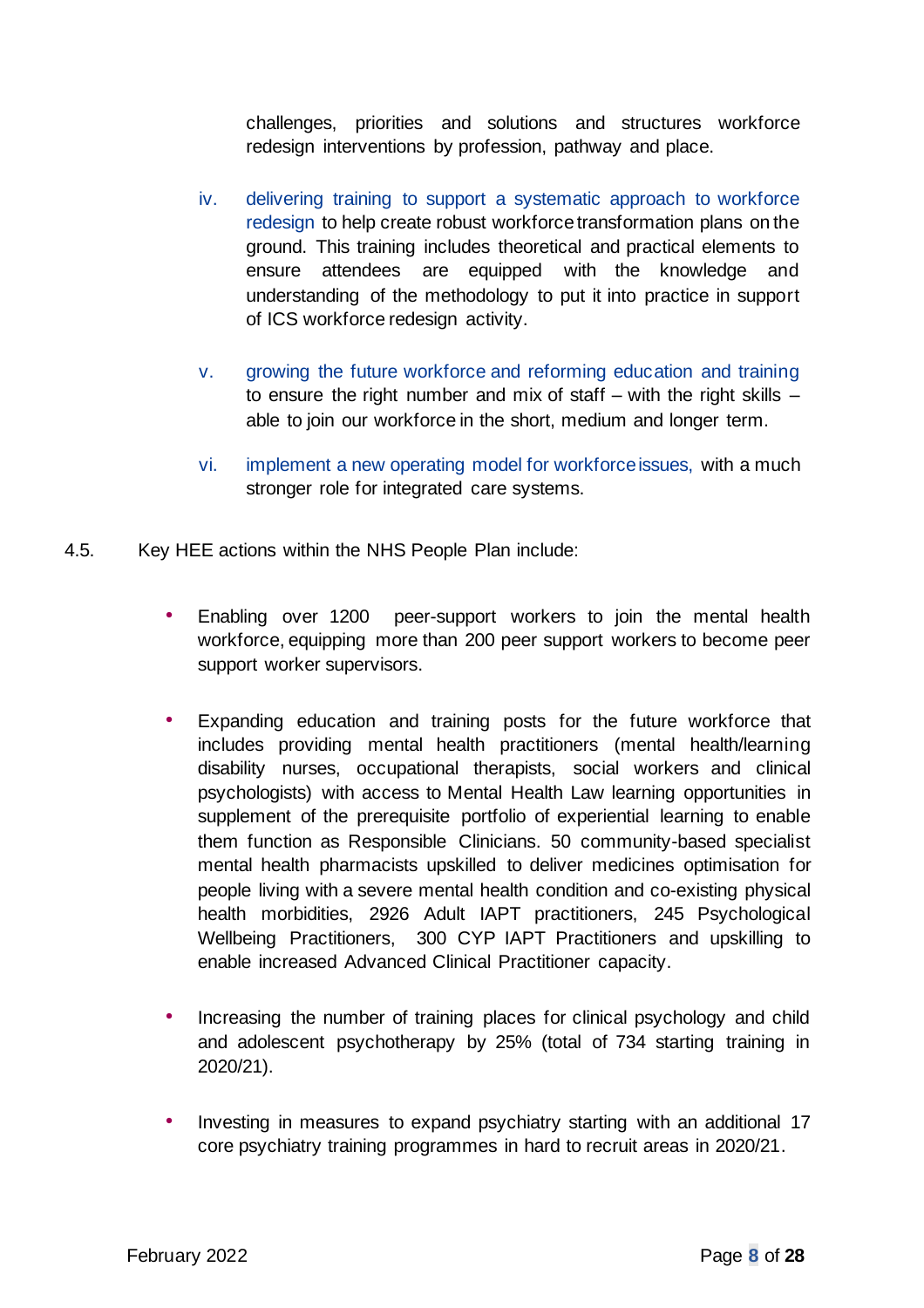challenges, priorities and solutions and structures workforce redesign interventions by profession, pathway and place.

iv. delivering training to support a systematic approach to workforce redesign to help create robust workforce transformation plans on the ground. This training includes theoretical and practical elements to ensure attendees are equipped with the knowledge and understanding of the methodology to put it into practice in support of ICS workforce redesign activity.

v. growing the future workforce and reforming education and training to ensure the right number and mix of staff – with the right skills – able to join our workforce in the short, medium and longer term.

vi. implement a new operating model for workforce issues, with a much stronger role for integrated care systems.

4.5. Key HEE actions within the NHS People Plan include:

- Enabling over 1200 peer-support workers to join the mental health workforce, equipping more than 200 peer support workers to become peer support worker supervisors.

- Expanding education and training posts for the future workforce that includes providing mental health practitioners (mental health/learning disability nurses, occupational therapists, social workers and clinical psychologists) with access to Mental Health Law learning opportunities in supplement of the prerequisite portfolio of experiential learning to enable them function as Responsible Clinicians. 50 community-based specialist mental health pharmacists upskilled to deliver medicines optimisation for people living with a severe mental health condition and co-existing physical health morbidities, 2926 Adult IAPT practitioners, 245 Psychological Wellbeing Practitioners, 300 CYP IAPT Practitioners and upskilling to enable increased Advanced Clinical Practitioner capacity.

- Increasing the number of training places for clinical psychology and child and adolescent psychotherapy by 25% (total of 734 starting training in 2020/21).

- Investing in measures to expand psychiatry starting with an additional 17 core psychiatry training programmes in hard to recruit areas in 2020/21.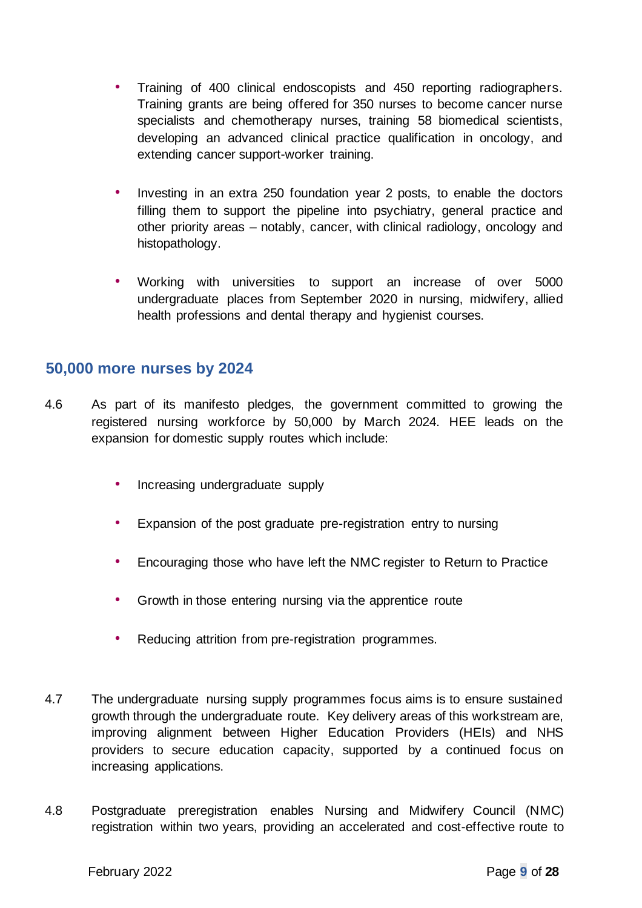- Training of 400 clinical endoscopists and 450 reporting radiographers. Training grants are being offered for 350 nurses to become cancer nurse specialists and chemotherapy nurses, training 58 biomedical scientists, developing an advanced clinical practice qualification in oncology, and extending cancer support-worker training.

- Investing in an extra 250 foundation year 2 posts, to enable the doctors filling them to support the pipeline into psychiatry, general practice and other priority areas – notably, cancer, with clinical radiology, oncology and histopathology.

- Working with universities to support an increase of over 5000 undergraduate places from September 2020 in nursing, midwifery, allied health professions and dental therapy and hygienist courses.

## 50,000 more nurses by 2024

4.6 As part of its manifesto pledges, the government committed to growing the registered nursing workforce by 50,000 by March 2024. HEE leads on the expansion for domestic supply routes which include:

- Increasing undergraduate supply

- Expansion of the post graduate pre-registration entry to nursing

- Encouraging those who have left the NMC register to Return to Practice

- Growth in those entering nursing via the apprentice route

- Reducing attrition from pre-registration programmes.

4.7 The undergraduate nursing supply programmes focus aims is to ensure sustained growth through the undergraduate route. Key delivery areas of this workstream are, improving alignment between Higher Education Providers (HEIs) and NHS providers to secure education capacity, supported by a continued focus on increasing applications.

4.8 Postgraduate preregistration enables Nursing and Midwifery Council (NMC) registration within two years, providing an accelerated and cost-effective route to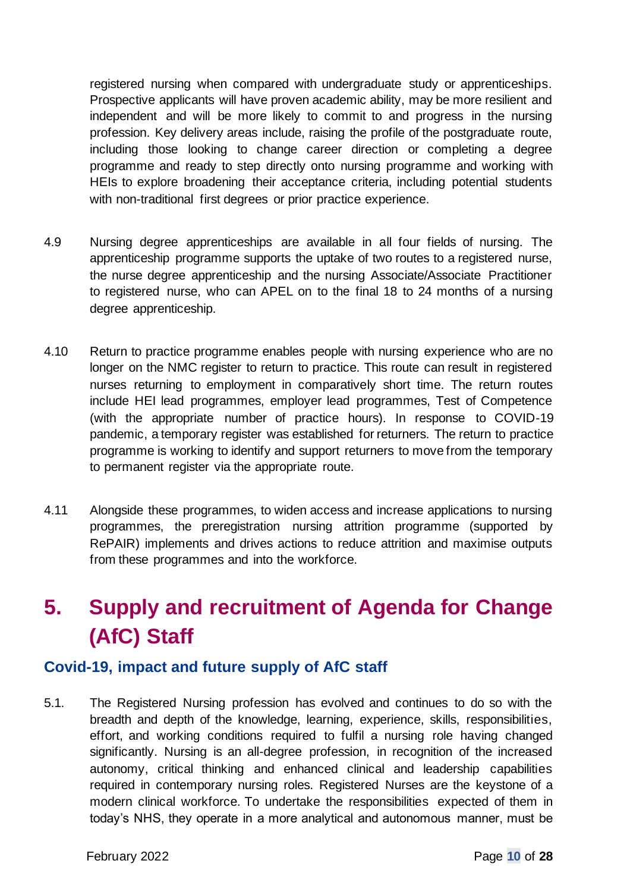registered nursing when compared with undergraduate study or apprenticeships. Prospective applicants will have proven academic ability, may be more resilient and independent and will be more likely to commit to and progress in the nursing profession. Key delivery areas include, raising the profile of the postgraduate route, including those looking to change career direction or completing a degree programme and ready to step directly onto nursing programme and working with HEIs to explore broadening their acceptance criteria, including potential students with non-traditional first degrees or prior practice experience.

4.9 Nursing degree apprenticeships are available in all four fields of nursing. The apprenticeship programme supports the uptake of two routes to a registered nurse, the nurse degree apprenticeship and the nursing Associate/Associate Practitioner to registered nurse, who can APEL on to the final 18 to 24 months of a nursing degree apprenticeship.

4.10 Return to practice programme enables people with nursing experience who are no longer on the NMC register to return to practice. This route can result in registered nurses returning to employment in comparatively short time. The return routes include HEI lead programmes, employer lead programmes, Test of Competence (with the appropriate number of practice hours). In response to COVID-19 pandemic, a temporary register was established for returners. The return to practice programme is working to identify and support returners to move from the temporary to permanent register via the appropriate route.

4.11 Alongside these programmes, to widen access and increase applications to nursing programmes, the preregistration nursing attrition programme (supported by RePAIR) implements and drives actions to reduce attrition and maximise outputs from these programmes and into the workforce.

# 5. Supply and recruitment of Agenda for Change (AfC) Staff

## Covid-19, impact and future supply of AfC staff

5.1. The Registered Nursing profession has evolved and continues to do so with the breadth and depth of the knowledge, learning, experience, skills, responsibilities, effort, and working conditions required to fulfil a nursing role having changed significantly. Nursing is an all-degree profession, in recognition of the increased autonomy, critical thinking and enhanced clinical and leadership capabilities required in contemporary nursing roles. Registered Nurses are the keystone of a modern clinical workforce. To undertake the responsibilities expected of them in today's NHS, they operate in a more analytical and autonomous manner, must be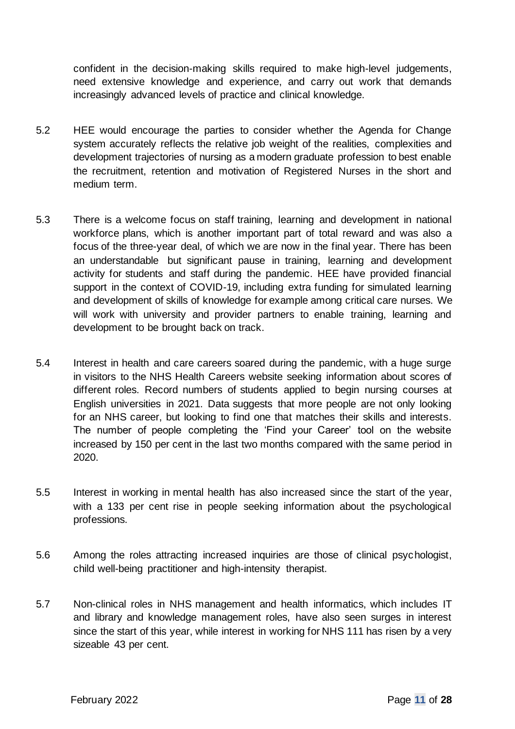confident in the decision-making skills required to make high-level judgements, need extensive knowledge and experience, and carry out work that demands increasingly advanced levels of practice and clinical knowledge.

5.2 HEE would encourage the parties to consider whether the Agenda for Change system accurately reflects the relative job weight of the realities, complexities and development trajectories of nursing as a modern graduate profession to best enable the recruitment, retention and motivation of Registered Nurses in the short and medium term.

5.3 There is a welcome focus on staff training, learning and development in national workforce plans, which is another important part of total reward and was also a focus of the three-year deal, of which we are now in the final year. There has been an understandable but significant pause in training, learning and development activity for students and staff during the pandemic. HEE have provided financial support in the context of COVID-19, including extra funding for simulated learning and development of skills of knowledge for example among critical care nurses. We will work with university and provider partners to enable training, learning and development to be brought back on track.

5.4 Interest in health and care careers soared during the pandemic, with a huge surge in visitors to the NHS Health Careers website seeking information about scores of different roles. Record numbers of students applied to begin nursing courses at English universities in 2021. Data suggests that more people are not only looking for an NHS career, but looking to find one that matches their skills and interests. The number of people completing the 'Find your Career' tool on the website increased by 150 per cent in the last two months compared with the same period in 2020.

5.5 Interest in working in mental health has also increased since the start of the year, with a 133 per cent rise in people seeking information about the psychological professions.

5.6 Among the roles attracting increased inquiries are those of clinical psychologist, child well-being practitioner and high-intensity therapist.

5.7 Non-clinical roles in NHS management and health informatics, which includes IT and library and knowledge management roles, have also seen surges in interest since the start of this year, while interest in working for NHS 111 has risen by a very sizeable 43 per cent.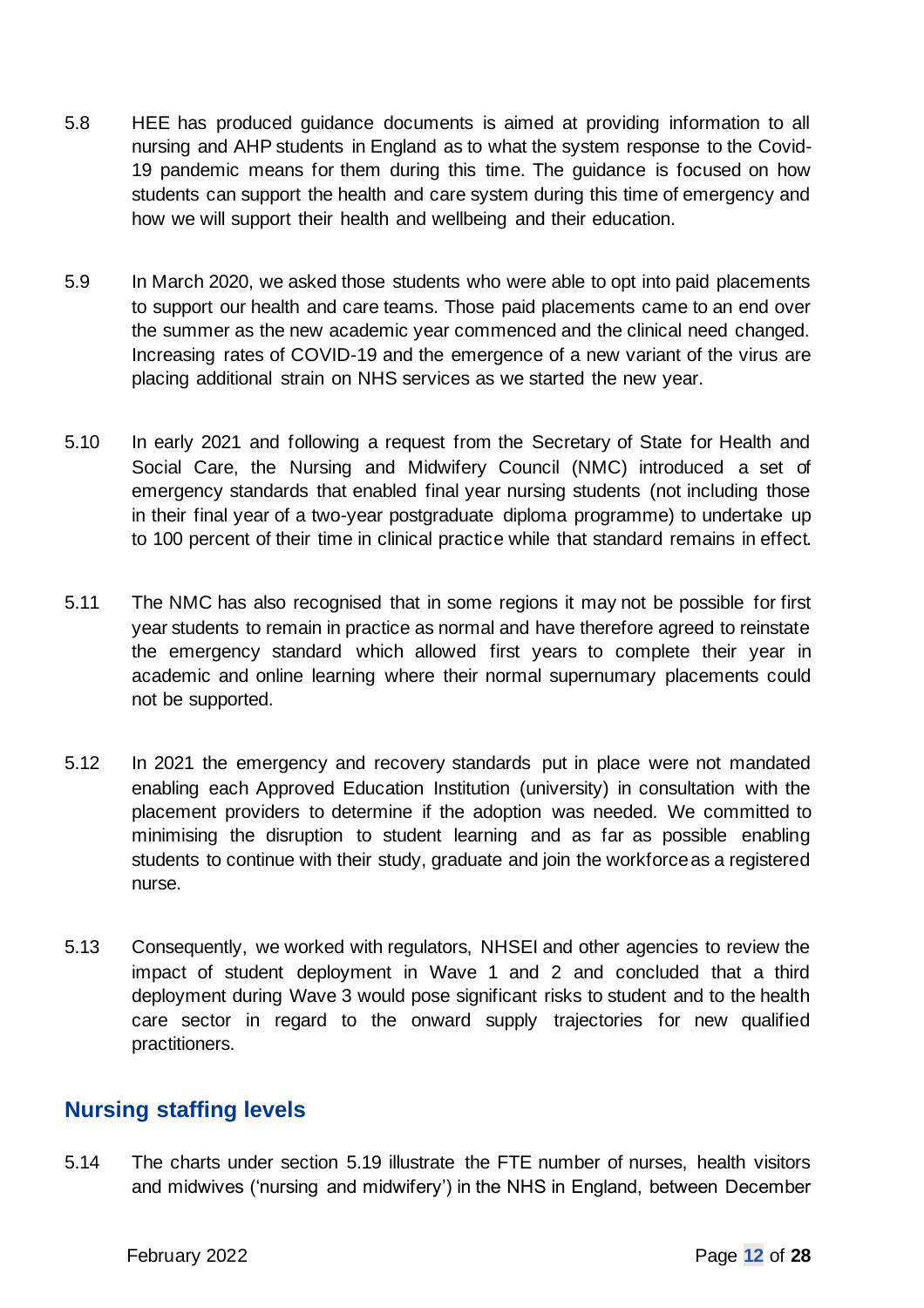5.8 HEE has produced guidance documents is aimed at providing information to all nursing and AHP students in England as to what the system response to the Covid-19 pandemic means for them during this time. The guidance is focused on how students can support the health and care system during this time of emergency and how we will support their health and wellbeing and their education.

5.9 In March 2020, we asked those students who were able to opt into paid placements to support our health and care teams. Those paid placements came to an end over the summer as the new academic year commenced and the clinical need changed. Increasing rates of COVID-19 and the emergence of a new variant of the virus are placing additional strain on NHS services as we started the new year.

5.10 In early 2021 and following a request from the Secretary of State for Health and Social Care, the Nursing and Midwifery Council (NMC) introduced a set of emergency standards that enabled final year nursing students (not including those in their final year of a two-year postgraduate diploma programme) to undertake up to 100 percent of their time in clinical practice while that standard remains in effect.

5.11 The NMC has also recognised that in some regions it may not be possible for first year students to remain in practice as normal and have therefore agreed to reinstate the emergency standard which allowed first years to complete their year in academic and online learning where their normal supernumary placements could not be supported.

5.12 In 2021 the emergency and recovery standards put in place were not mandated enabling each Approved Education Institution (university) in consultation with the placement providers to determine if the adoption was needed. We committed to minimising the disruption to student learning and as far as possible enabling students to continue with their study, graduate and join the workforce as a registered nurse.

5.13 Consequently, we worked with regulators, NHSEI and other agencies to review the impact of student deployment in Wave 1 and 2 and concluded that a third deployment during Wave 3 would pose significant risks to student and to the health care sector in regard to the onward supply trajectories for new qualified practitioners.

## Nursing staffing levels

5.14 The charts under section 5.19 illustrate the FTE number of nurses, health visitors and midwives ('nursing and midwifery') in the NHS in England, between December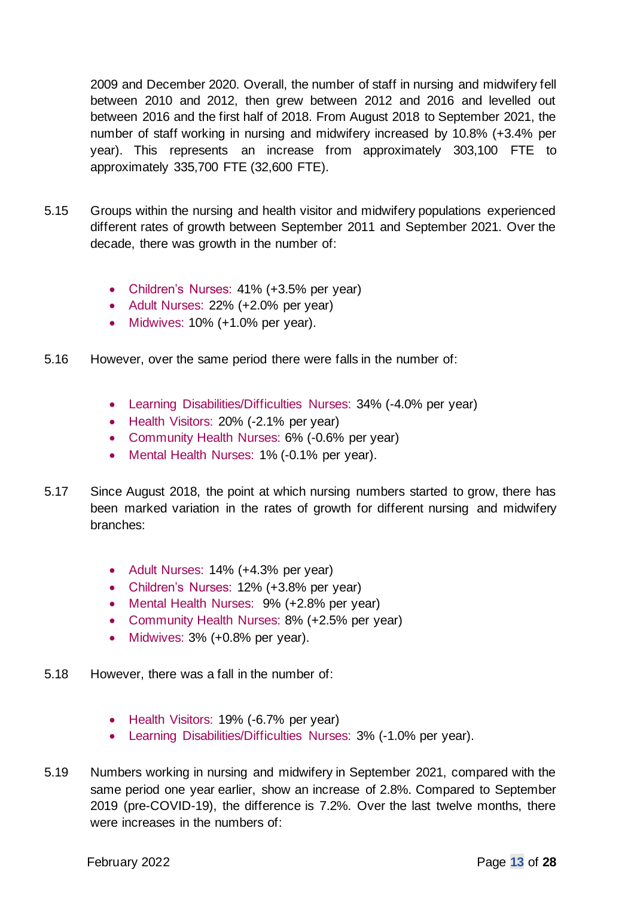2009 and December 2020. Overall, the number of staff in nursing and midwifery fell between 2010 and 2012, then grew between 2012 and 2016 and levelled out between 2016 and the first half of 2018. From August 2018 to September 2021, the number of staff working in nursing and midwifery increased by 10.8% (+3.4% per year). This represents an increase from approximately 303,100 FTE to approximately 335,700 FTE (32,600 FTE).

5.15 Groups within the nursing and health visitor and midwifery populations experienced different rates of growth between September 2011 and September 2021. Over the decade, there was growth in the number of:

- Children's Nurses: 41% (+3.5% per year)
- Adult Nurses: 22% (+2.0% per year)
- Midwives: 10% (+1.0% per year).

5.16 However, over the same period there were falls in the number of:

- Learning Disabilities/Difficulties Nurses: 34% (-4.0% per year)
- Health Visitors: 20% (-2.1% per year)
- Community Health Nurses: 6% (-0.6% per year)
- Mental Health Nurses: 1% (-0.1% per year).

5.17 Since August 2018, the point at which nursing numbers started to grow, there has been marked variation in the rates of growth for different nursing and midwifery branches:

- Adult Nurses: 14% (+4.3% per year)
- Children's Nurses: 12% (+3.8% per year)
- Mental Health Nurses: 9% (+2.8% per year)
- Community Health Nurses: 8% (+2.5% per year)
- Midwives: 3% (+0.8% per year).

5.18 However, there was a fall in the number of:

- Health Visitors: 19% (-6.7% per year)
- Learning Disabilities/Difficulties Nurses: 3% (-1.0% per year).

5.19 Numbers working in nursing and midwifery in September 2021, compared with the same period one year earlier, show an increase of 2.8%. Compared to September 2019 (pre-COVID-19), the difference is 7.2%. Over the last twelve months, there were increases in the numbers of: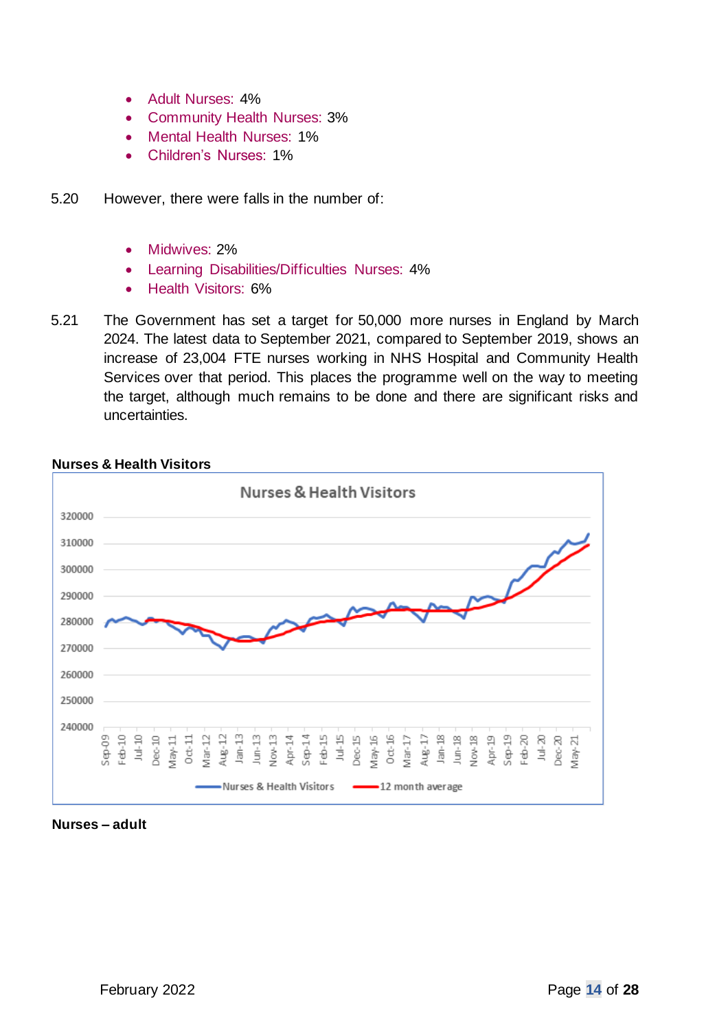- Adult Nurses: 4%
- Community Health Nurses: 3%
- Mental Health Nurses: 1%
- Children's Nurses: 1%

5.20 However, there were falls in the number of:

- Midwives: 2%
- Learning Disabilities/Difficulties Nurses: 4%
- Health Visitors: 6%

5.21 The Government has set a target for 50,000 more nurses in England by March 2024. The latest data to September 2021, compared to September 2019, shows an increase of 23,004 FTE nurses working in NHS Hospital and Community Health Services over that period. This places the programme well on the way to meeting the target, although much remains to be done and there are significant risks and uncertainties.

**Nurses & Health Visitors**

**Nurses – adult**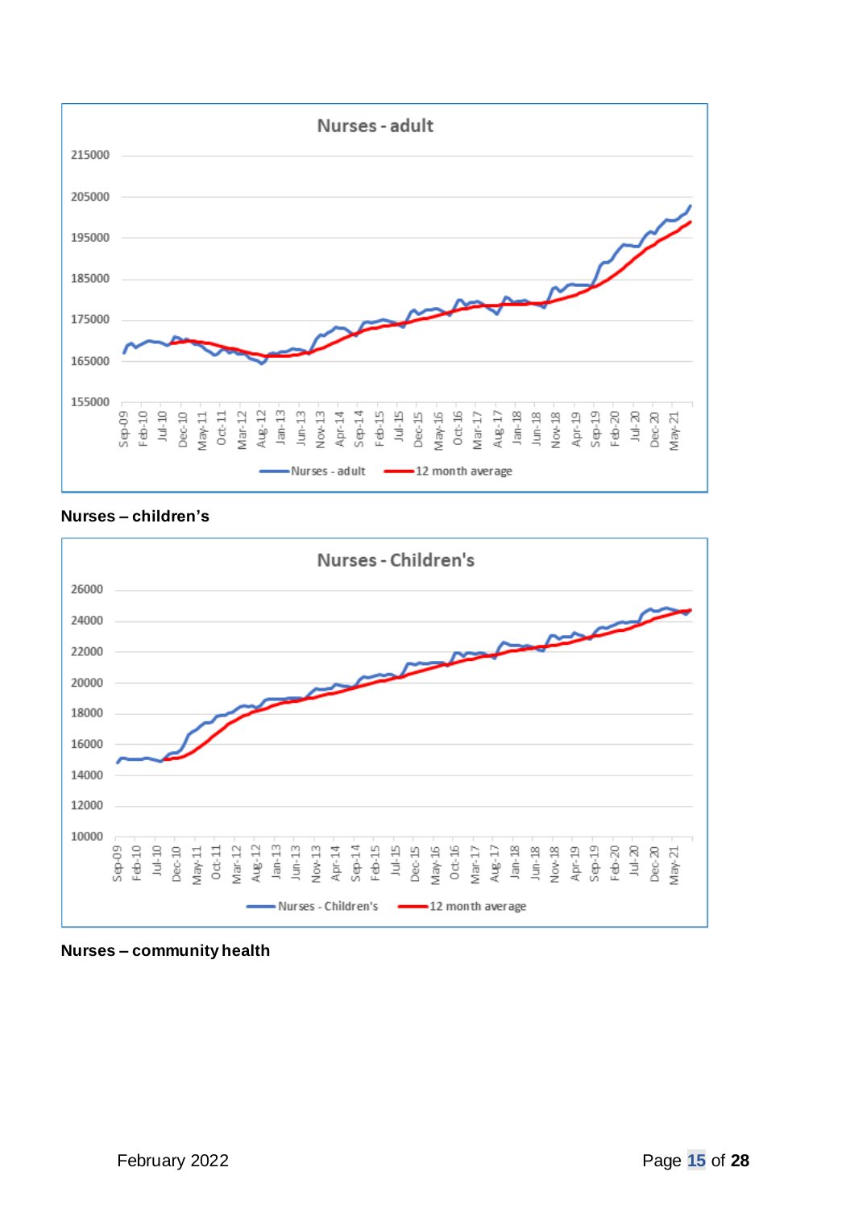**Nurses – children's**

**Nurses – community health**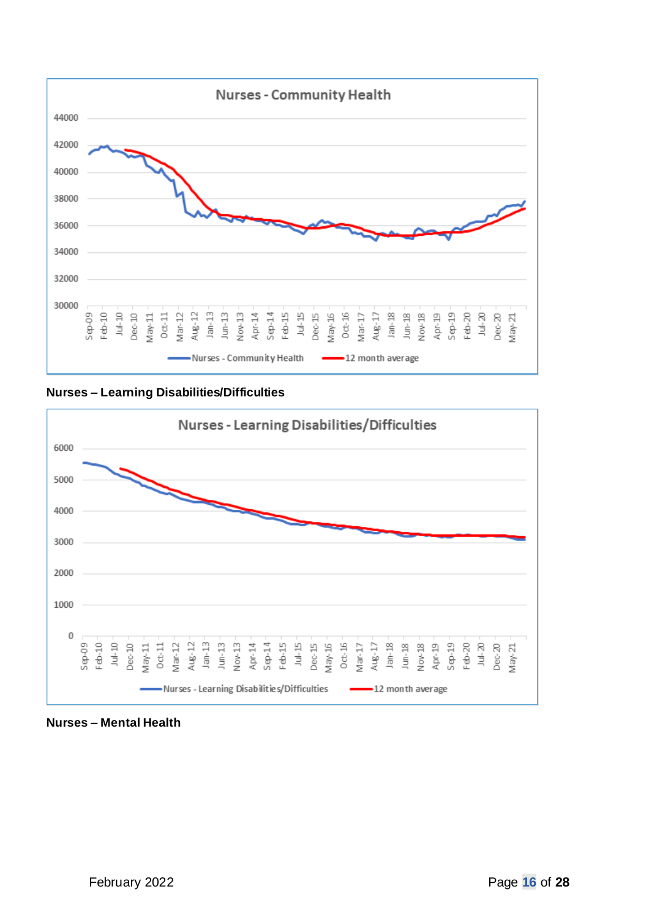Nurses - Community Health

44000
42000
40000
38000
36000
34000
32000
30000

Sep-09 Feb-10 Jul-10 Dec-10 May-11 Oct-11 Mar-12 Aug-12 Jan-13 Jun-13 Nov-13 Apr-14 Sep-14 Feb-15 Jul-15 Dec-15 May-16 Oct-16 Mar-17 Aug-17 Jan-18 Jun-18 Nov-18 Apr-19 Sep-19 Feb-20 Jul-20 Dec-20 May-21

Nurses - Community Health — 12 month average

**Nurses – Learning Disabilities/Difficulties**

Nurses - Learning Disabilities/Difficulties

6000
5000
4000
3000
2000
1000
0

Sep-09 Feb-10 Jul-10 Dec-10 May-11 Oct-11 Mar-12 Aug-12 Jan-13 Jun-13 Nov-13 Apr-14 Sep-14 Feb-15 Jul-15 Dec-15 May-16 Oct-16 Mar-17 Aug-17 Jan-18 Jun-18 Nov-18 Apr-19 Sep-19 Feb-20 Jul-20 Dec-20 May-21

Nurses - Learning Disabilities/Difficulties — 12 month average

**Nurses – Mental Health**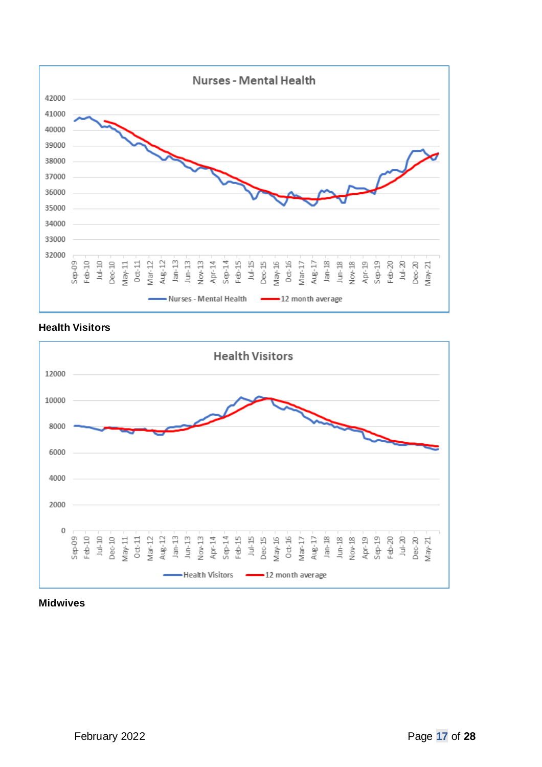## Health Visitors

## Midwives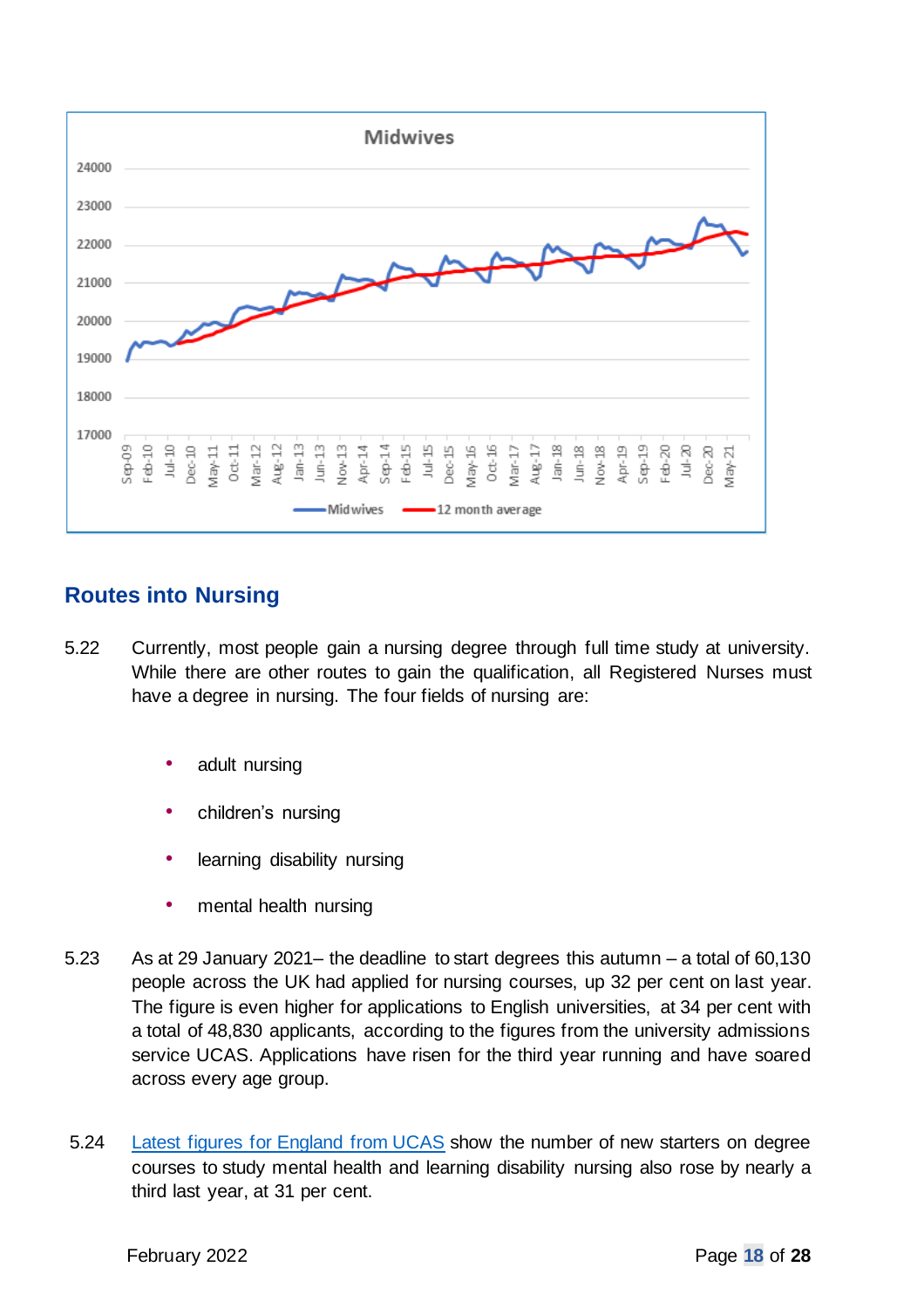## Routes into Nursing

5.22 Currently, most people gain a nursing degree through full time study at university. While there are other routes to gain the qualification, all Registered Nurses must have a degree in nursing. The four fields of nursing are:

- adult nursing
- children's nursing
- learning disability nursing
- mental health nursing

5.23 As at 29 January 2021– the deadline to start degrees this autumn – a total of 60,130 people across the UK had applied for nursing courses, up 32 per cent on last year. The figure is even higher for applications to English universities, at 34 per cent with a total of 48,830 applicants, according to the figures from the university admissions service UCAS. Applications have risen for the third year running and have soared across every age group.

5.24 Latest figures for England from UCAS show the number of new starters on degree courses to study mental health and learning disability nursing also rose by nearly a third last year, at 31 per cent.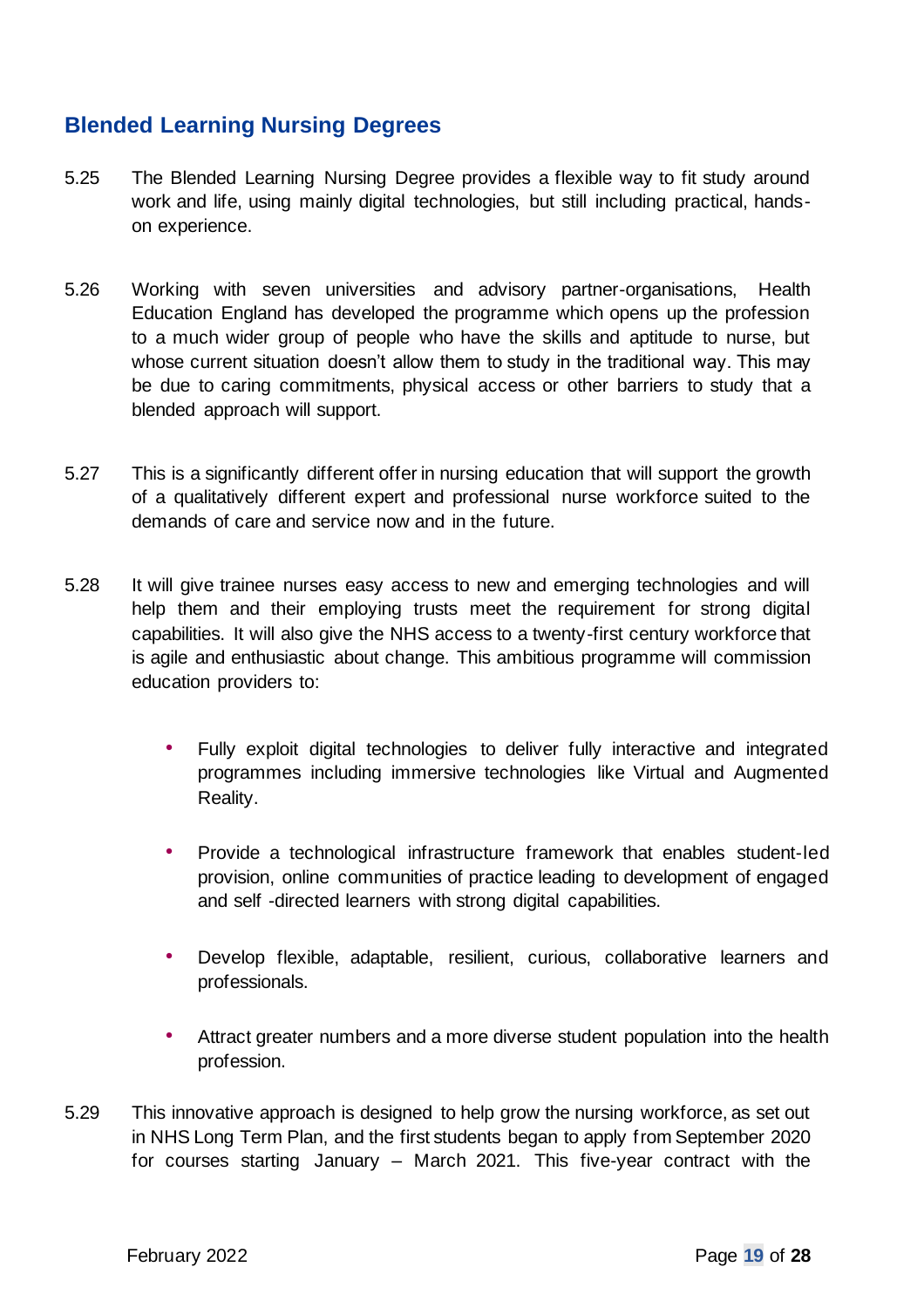## Blended Learning Nursing Degrees

5.25 The Blended Learning Nursing Degree provides a flexible way to fit study around work and life, using mainly digital technologies, but still including practical, hands-on experience.

5.26 Working with seven universities and advisory partner-organisations, Health Education England has developed the programme which opens up the profession to a much wider group of people who have the skills and aptitude to nurse, but whose current situation doesn't allow them to study in the traditional way. This may be due to caring commitments, physical access or other barriers to study that a blended approach will support.

5.27 This is a significantly different offer in nursing education that will support the growth of a qualitatively different expert and professional nurse workforce suited to the demands of care and service now and in the future.

5.28 It will give trainee nurses easy access to new and emerging technologies and will help them and their employing trusts meet the requirement for strong digital capabilities. It will also give the NHS access to a twenty-first century workforce that is agile and enthusiastic about change. This ambitious programme will commission education providers to:

- Fully exploit digital technologies to deliver fully interactive and integrated programmes including immersive technologies like Virtual and Augmented Reality.
- Provide a technological infrastructure framework that enables student-led provision, online communities of practice leading to development of engaged and self -directed learners with strong digital capabilities.
- Develop flexible, adaptable, resilient, curious, collaborative learners and professionals.
- Attract greater numbers and a more diverse student population into the health profession.

5.29 This innovative approach is designed to help grow the nursing workforce, as set out in NHS Long Term Plan, and the first students began to apply from September 2020 for courses starting January – March 2021. This five-year contract with the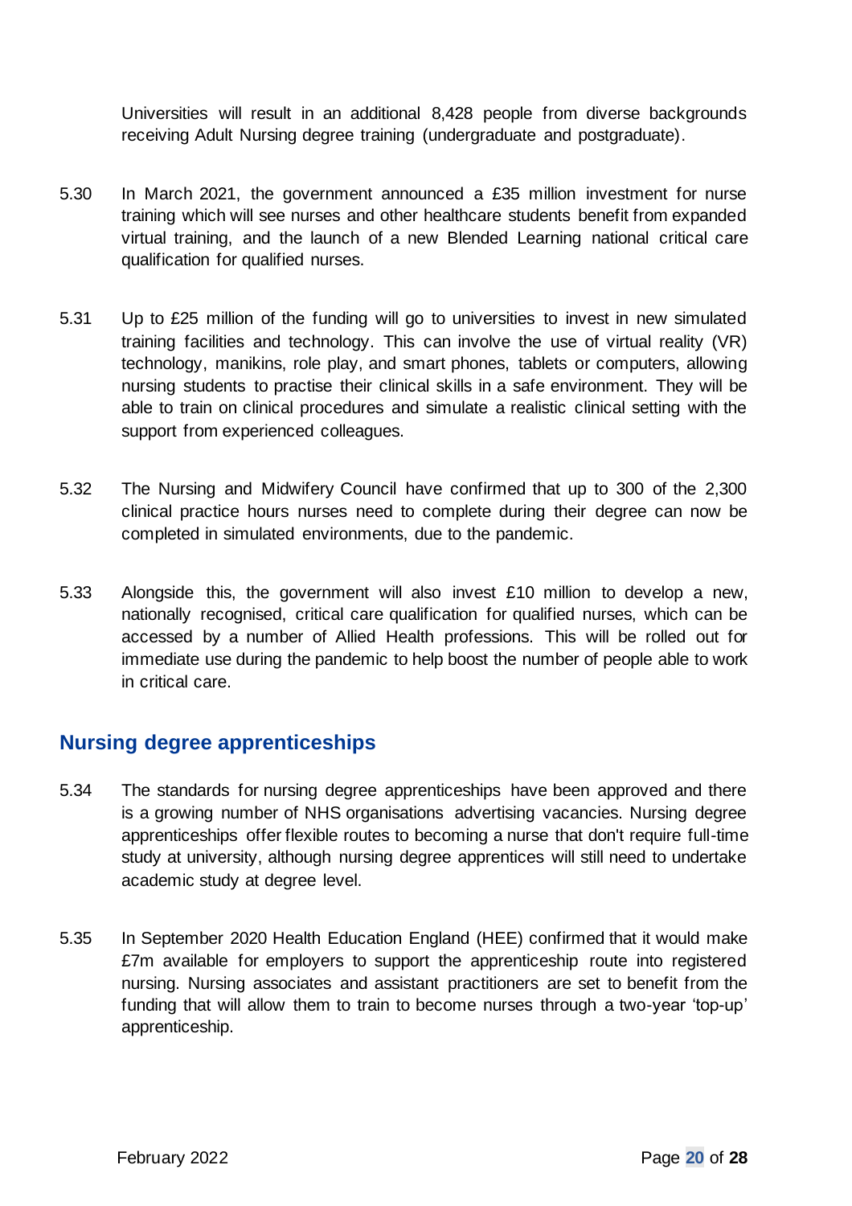Universities will result in an additional 8,428 people from diverse backgrounds receiving Adult Nursing degree training (undergraduate and postgraduate).

5.30 In March 2021, the government announced a £35 million investment for nurse training which will see nurses and other healthcare students benefit from expanded virtual training, and the launch of a new Blended Learning national critical care qualification for qualified nurses.

5.31 Up to £25 million of the funding will go to universities to invest in new simulated training facilities and technology. This can involve the use of virtual reality (VR) technology, manikins, role play, and smart phones, tablets or computers, allowing nursing students to practise their clinical skills in a safe environment. They will be able to train on clinical procedures and simulate a realistic clinical setting with the support from experienced colleagues.

5.32 The Nursing and Midwifery Council have confirmed that up to 300 of the 2,300 clinical practice hours nurses need to complete during their degree can now be completed in simulated environments, due to the pandemic.

5.33 Alongside this, the government will also invest £10 million to develop a new, nationally recognised, critical care qualification for qualified nurses, which can be accessed by a number of Allied Health professions. This will be rolled out for immediate use during the pandemic to help boost the number of people able to work in critical care.

## Nursing degree apprenticeships

5.34 The standards for nursing degree apprenticeships have been approved and there is a growing number of NHS organisations advertising vacancies. Nursing degree apprenticeships offer flexible routes to becoming a nurse that don't require full-time study at university, although nursing degree apprentices will still need to undertake academic study at degree level.

5.35 In September 2020 Health Education England (HEE) confirmed that it would make £7m available for employers to support the apprenticeship route into registered nursing. Nursing associates and assistant practitioners are set to benefit from the funding that will allow them to train to become nurses through a two-year 'top-up' apprenticeship.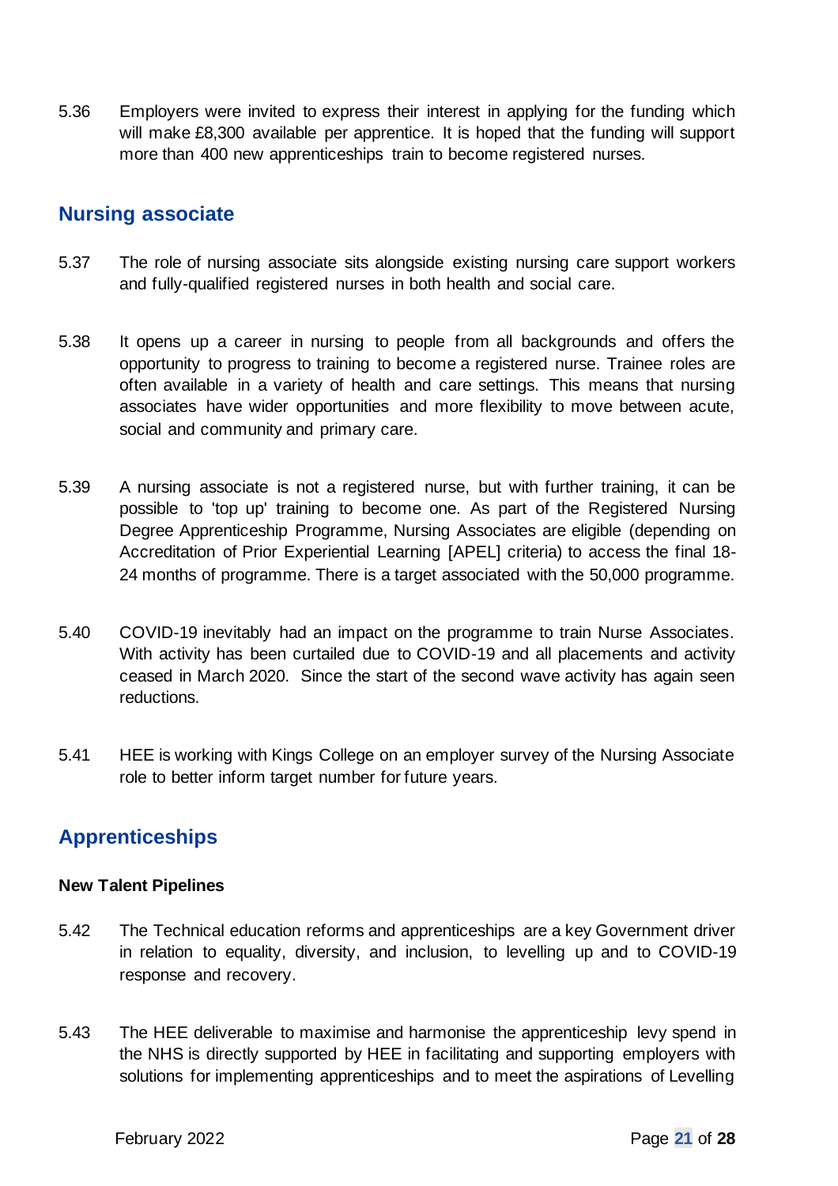5.36 Employers were invited to express their interest in applying for the funding which will make £8,300 available per apprentice. It is hoped that the funding will support more than 400 new apprenticeships train to become registered nurses.

## Nursing associate

5.37 The role of nursing associate sits alongside existing nursing care support workers and fully-qualified registered nurses in both health and social care.

5.38 It opens up a career in nursing to people from all backgrounds and offers the opportunity to progress to training to become a registered nurse. Trainee roles are often available in a variety of health and care settings. This means that nursing associates have wider opportunities and more flexibility to move between acute, social and community and primary care.

5.39 A nursing associate is not a registered nurse, but with further training, it can be possible to 'top up' training to become one. As part of the Registered Nursing Degree Apprenticeship Programme, Nursing Associates are eligible (depending on Accreditation of Prior Experiential Learning [APEL] criteria) to access the final 18-24 months of programme. There is a target associated with the 50,000 programme.

5.40 COVID-19 inevitably had an impact on the programme to train Nurse Associates. With activity has been curtailed due to COVID-19 and all placements and activity ceased in March 2020. Since the start of the second wave activity has again seen reductions.

5.41 HEE is working with Kings College on an employer survey of the Nursing Associate role to better inform target number for future years.

## Apprenticeships

### New Talent Pipelines

5.42 The Technical education reforms and apprenticeships are a key Government driver in relation to equality, diversity, and inclusion, to levelling up and to COVID-19 response and recovery.

5.43 The HEE deliverable to maximise and harmonise the apprenticeship levy spend in the NHS is directly supported by HEE in facilitating and supporting employers with solutions for implementing apprenticeships and to meet the aspirations of Levelling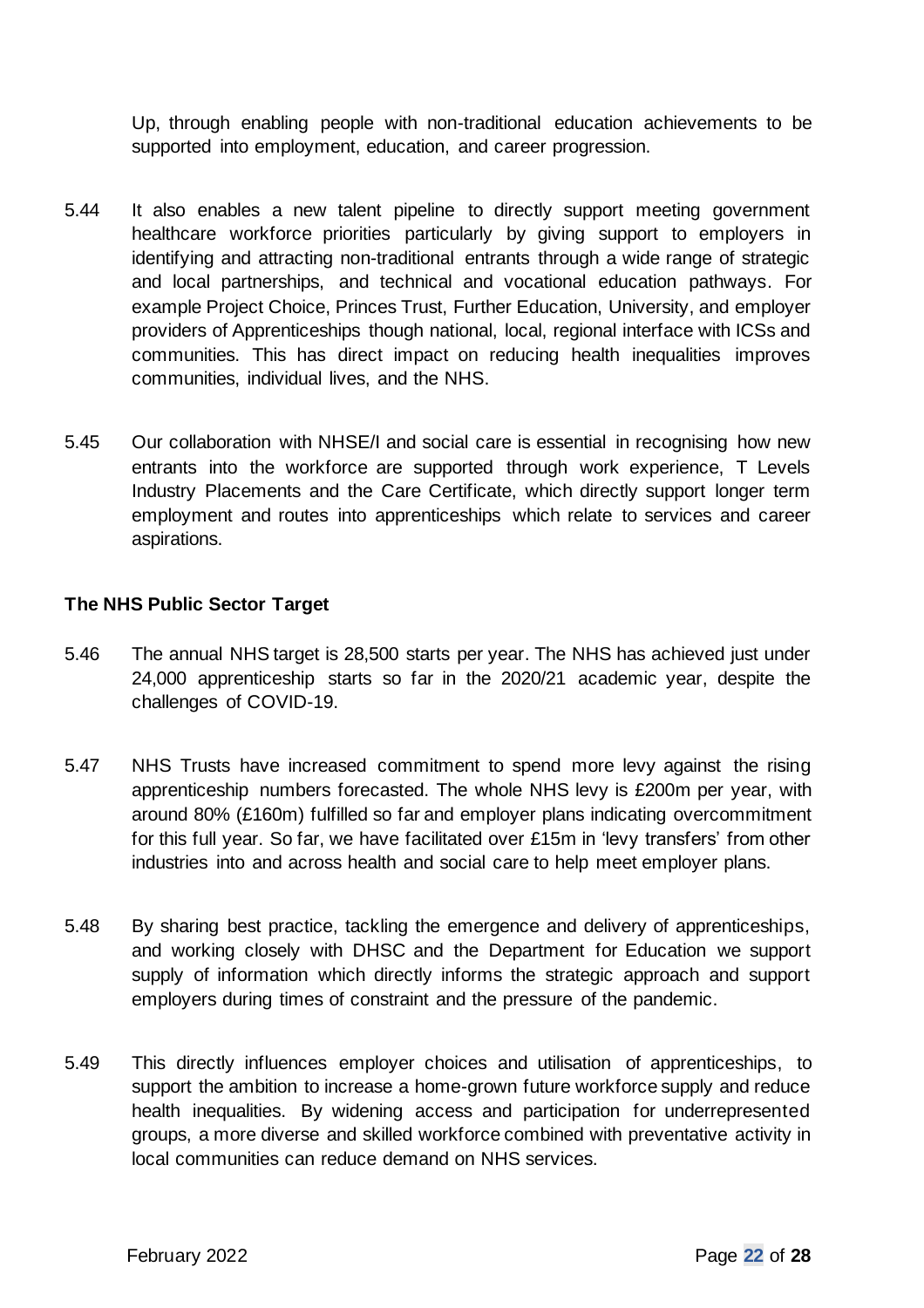Up, through enabling people with non-traditional education achievements to be supported into employment, education, and career progression.

5.44 It also enables a new talent pipeline to directly support meeting government healthcare workforce priorities particularly by giving support to employers in identifying and attracting non-traditional entrants through a wide range of strategic and local partnerships, and technical and vocational education pathways. For example Project Choice, Princes Trust, Further Education, University, and employer providers of Apprenticeships though national, local, regional interface with ICSs and communities. This has direct impact on reducing health inequalities improves communities, individual lives, and the NHS.

5.45 Our collaboration with NHSE/I and social care is essential in recognising how new entrants into the workforce are supported through work experience, T Levels Industry Placements and the Care Certificate, which directly support longer term employment and routes into apprenticeships which relate to services and career aspirations.

**The NHS Public Sector Target**

5.46 The annual NHS target is 28,500 starts per year. The NHS has achieved just under 24,000 apprenticeship starts so far in the 2020/21 academic year, despite the challenges of COVID-19.

5.47 NHS Trusts have increased commitment to spend more levy against the rising apprenticeship numbers forecasted. The whole NHS levy is £200m per year, with around 80% (£160m) fulfilled so far and employer plans indicating overcommitment for this full year. So far, we have facilitated over £15m in 'levy transfers' from other industries into and across health and social care to help meet employer plans.

5.48 By sharing best practice, tackling the emergence and delivery of apprenticeships, and working closely with DHSC and the Department for Education we support supply of information which directly informs the strategic approach and support employers during times of constraint and the pressure of the pandemic.

5.49 This directly influences employer choices and utilisation of apprenticeships, to support the ambition to increase a home-grown future workforce supply and reduce health inequalities. By widening access and participation for underrepresented groups, a more diverse and skilled workforce combined with preventative activity in local communities can reduce demand on NHS services.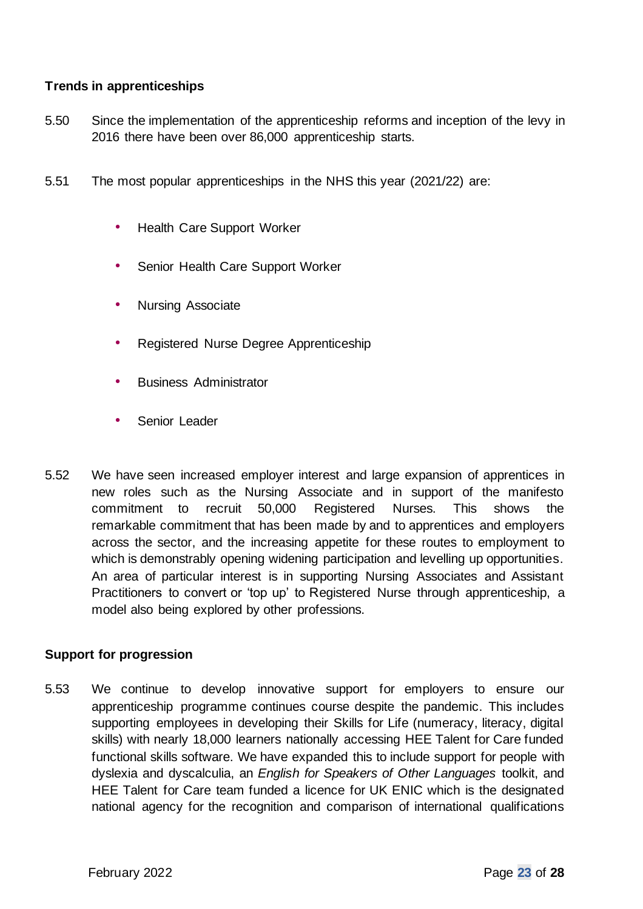**Trends in apprenticeships**

5.50 Since the implementation of the apprenticeship reforms and inception of the levy in 2016 there have been over 86,000 apprenticeship starts.

5.51 The most popular apprenticeships in the NHS this year (2021/22) are:

- Health Care Support Worker
- Senior Health Care Support Worker
- Nursing Associate
- Registered Nurse Degree Apprenticeship
- Business Administrator
- Senior Leader

5.52 We have seen increased employer interest and large expansion of apprentices in new roles such as the Nursing Associate and in support of the manifesto commitment to recruit 50,000 Registered Nurses. This shows the remarkable commitment that has been made by and to apprentices and employers across the sector, and the increasing appetite for these routes to employment to which is demonstrably opening widening participation and levelling up opportunities. An area of particular interest is in supporting Nursing Associates and Assistant Practitioners to convert or 'top up' to Registered Nurse through apprenticeship, a model also being explored by other professions.

**Support for progression**

5.53 We continue to develop innovative support for employers to ensure our apprenticeship programme continues course despite the pandemic. This includes supporting employees in developing their Skills for Life (numeracy, literacy, digital skills) with nearly 18,000 learners nationally accessing HEE Talent for Care funded functional skills software. We have expanded this to include support for people with dyslexia and dyscalculia, an *English for Speakers of Other Languages* toolkit, and HEE Talent for Care team funded a licence for UK ENIC which is the designated national agency for the recognition and comparison of international qualifications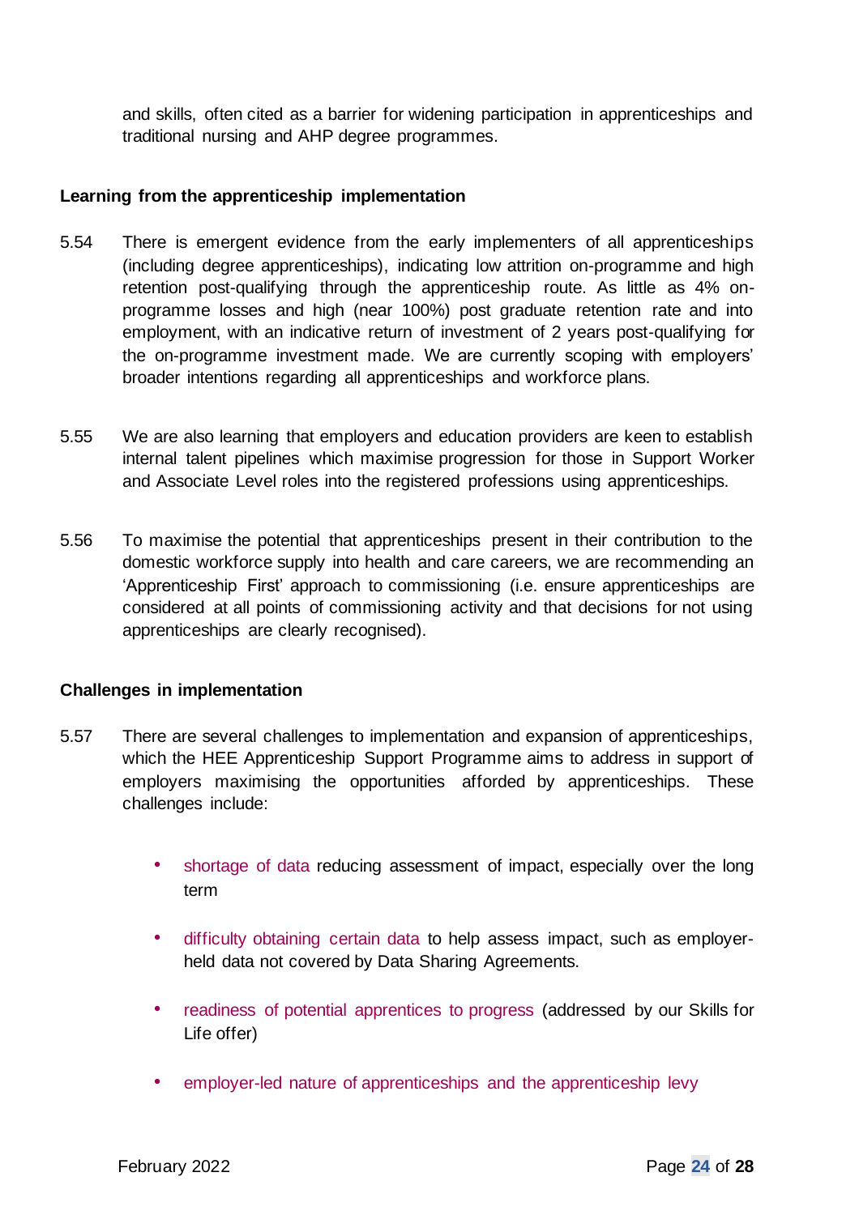and skills, often cited as a barrier for widening participation in apprenticeships and traditional nursing and AHP degree programmes.

**Learning from the apprenticeship implementation**

5.54 There is emergent evidence from the early implementers of all apprenticeships (including degree apprenticeships), indicating low attrition on-programme and high retention post-qualifying through the apprenticeship route. As little as 4% on-programme losses and high (near 100%) post graduate retention rate and into employment, with an indicative return of investment of 2 years post-qualifying for the on-programme investment made. We are currently scoping with employers' broader intentions regarding all apprenticeships and workforce plans.

5.55 We are also learning that employers and education providers are keen to establish internal talent pipelines which maximise progression for those in Support Worker and Associate Level roles into the registered professions using apprenticeships.

5.56 To maximise the potential that apprenticeships present in their contribution to the domestic workforce supply into health and care careers, we are recommending an 'Apprenticeship First' approach to commissioning (i.e. ensure apprenticeships are considered at all points of commissioning activity and that decisions for not using apprenticeships are clearly recognised).

**Challenges in implementation**

5.57 There are several challenges to implementation and expansion of apprenticeships, which the HEE Apprenticeship Support Programme aims to address in support of employers maximising the opportunities afforded by apprenticeships. These challenges include:

- shortage of data reducing assessment of impact, especially over the long term
- difficulty obtaining certain data to help assess impact, such as employer-held data not covered by Data Sharing Agreements.
- readiness of potential apprentices to progress (addressed by our Skills for Life offer)
- employer-led nature of apprenticeships and the apprenticeship levy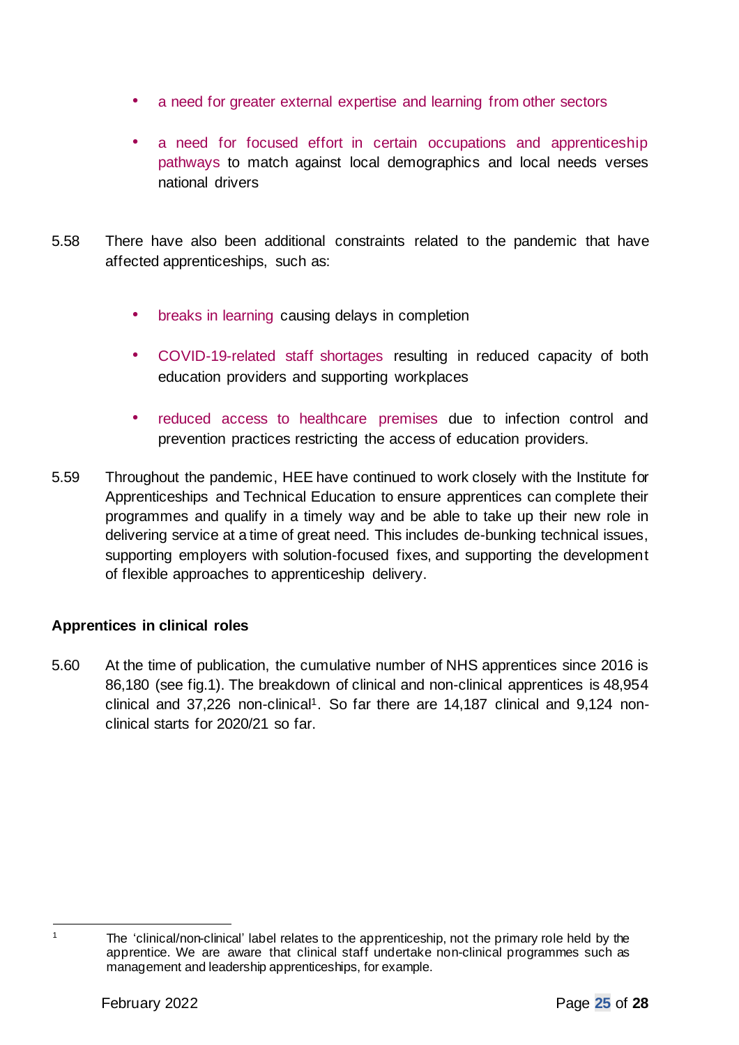- a need for greater external expertise and learning from other sectors
- a need for focused effort in certain occupations and apprenticeship pathways to match against local demographics and local needs verses national drivers

5.58 There have also been additional constraints related to the pandemic that have affected apprenticeships, such as:

- breaks in learning causing delays in completion
- COVID-19-related staff shortages resulting in reduced capacity of both education providers and supporting workplaces
- reduced access to healthcare premises due to infection control and prevention practices restricting the access of education providers.

5.59 Throughout the pandemic, HEE have continued to work closely with the Institute for Apprenticeships and Technical Education to ensure apprentices can complete their programmes and qualify in a timely way and be able to take up their new role in delivering service at a time of great need. This includes de-bunking technical issues, supporting employers with solution-focused fixes, and supporting the development of flexible approaches to apprenticeship delivery.

**Apprentices in clinical roles**

5.60 At the time of publication, the cumulative number of NHS apprentices since 2016 is 86,180 (see fig.1). The breakdown of clinical and non-clinical apprentices is 48,954 clinical and 37,226 non-clinical[1]. So far there are 14,187 clinical and 9,124 non-clinical starts for 2020/21 so far.

[1] The 'clinical/non-clinical' label relates to the apprenticeship, not the primary role held by the apprentice. We are aware that clinical staff undertake non-clinical programmes such as management and leadership apprenticeships, for example.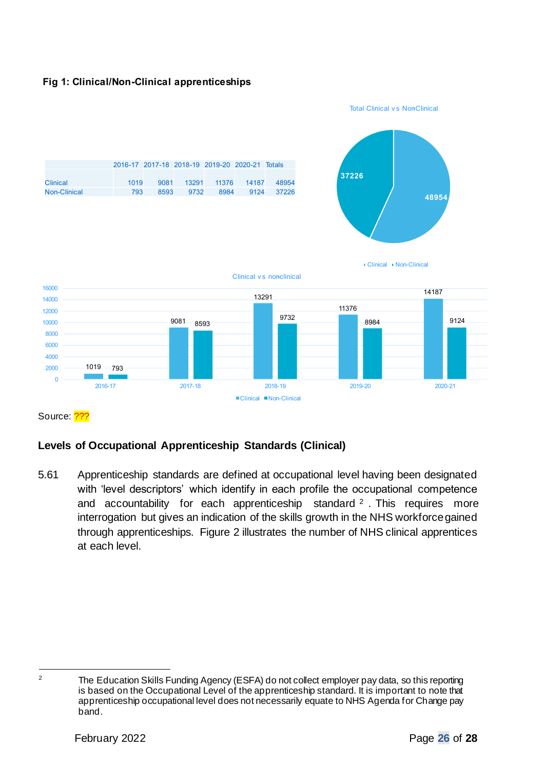**Fig 1: Clinical/Non-Clinical apprenticeships**

| | 2016-17 | 2017-18 | 2018-19 | 2019-20 | 2020-21 | Totals |
|---|---|---|---|---|---|---|
| Clinical | 1019 | 9081 | 13291 | 11376 | 14187 | 48954 |
| Non-Clinical | 793 | 8593 | 9732 | 8984 | 9124 | 37226 |

Total Clinical vs NonClinical

Clinical vs nonclinical

Source: ???

### Levels of Occupational Apprenticeship Standards (Clinical)

5.61 Apprenticeship standards are defined at occupational level having been designated with 'level descriptors' which identify in each profile the occupational competence and accountability for each apprenticeship standard [2]. This requires more interrogation but gives an indication of the skills growth in the NHS workforce gained through apprenticeships. Figure 2 illustrates the number of NHS clinical apprentices at each level.

---

[2] The Education Skills Funding Agency (ESFA) do not collect employer pay data, so this reporting is based on the Occupational Level of the apprenticeship standard. It is important to note that apprenticeship occupational level does not necessarily equate to NHS Agenda for Change pay band.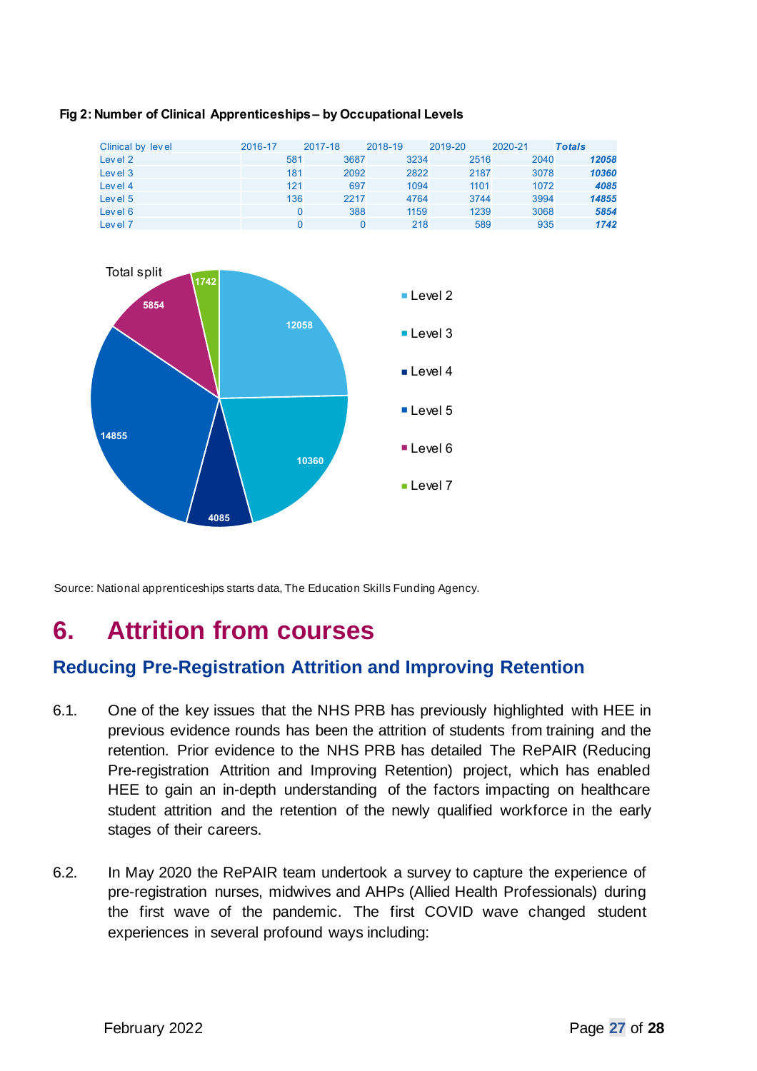**Fig 2: Number of Clinical Apprenticeships – by Occupational Levels**

| Clinical by level | 2016-17 | 2017-18 | 2018-19 | 2019-20 | 2020-21 | ***Totals*** |
|---|---|---|---|---|---|---|
| Level 2 | 581 | 3687 | 3234 | 2516 | 2040 | ***12058*** |
| Level 3 | 181 | 2092 | 2822 | 2187 | 3078 | ***10360*** |
| Level 4 | 121 | 697 | 1094 | 1101 | 1072 | ***4085*** |
| Level 5 | 136 | 2217 | 4764 | 3744 | 3994 | ***14855*** |
| Level 6 | 0 | 388 | 1159 | 1239 | 3068 | ***5854*** |
| Level 7 | 0 | 0 | 218 | 589 | 935 | ***1742*** |

Total split

| Level | Total |
|---|---|
| Level 2 | 12058 |
| Level 3 | 10360 |
| Level 4 | 4085 |
| Level 5 | 14855 |
| Level 6 | 5854 |
| Level 7 | 1742 |

Source: National apprenticeships starts data, The Education Skills Funding Agency.

# 6. Attrition from courses

## Reducing Pre-Registration Attrition and Improving Retention

6.1. One of the key issues that the NHS PRB has previously highlighted with HEE in previous evidence rounds has been the attrition of students from training and the retention. Prior evidence to the NHS PRB has detailed The RePAIR (Reducing Pre-registration Attrition and Improving Retention) project, which has enabled HEE to gain an in-depth understanding of the factors impacting on healthcare student attrition and the retention of the newly qualified workforce in the early stages of their careers.

6.2. In May 2020 the RePAIR team undertook a survey to capture the experience of pre-registration nurses, midwives and AHPs (Allied Health Professionals) during the first wave of the pandemic. The first COVID wave changed student experiences in several profound ways including: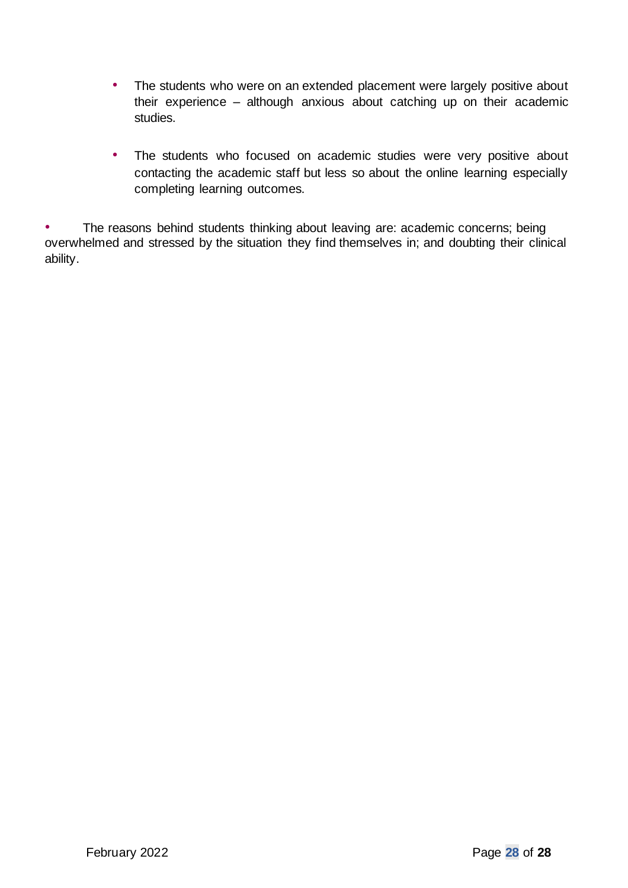- The students who were on an extended placement were largely positive about their experience – although anxious about catching up on their academic studies.

- The students who focused on academic studies were very positive about contacting the academic staff but less so about the online learning especially completing learning outcomes.

- The reasons behind students thinking about leaving are: academic concerns; being overwhelmed and stressed by the situation they find themselves in; and doubting their clinical ability.